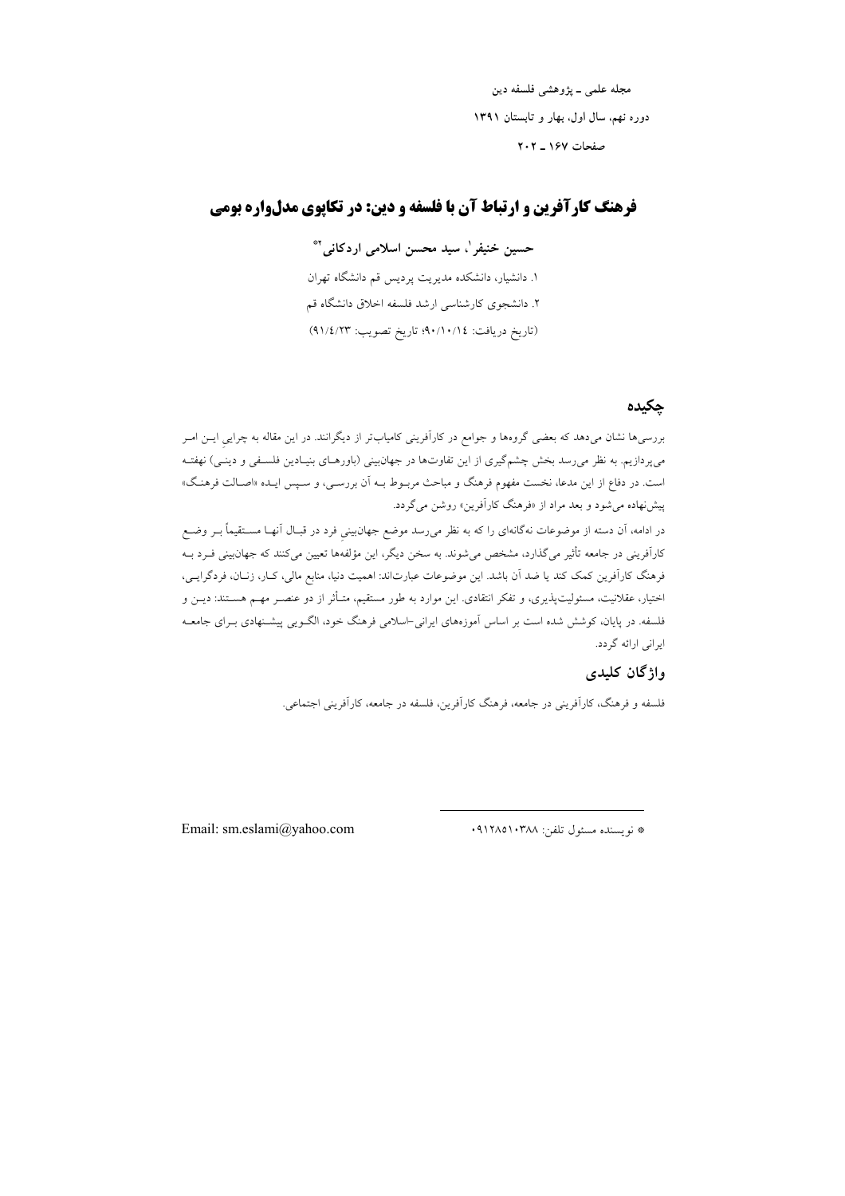مجله علمی ـ پژوهشی فلسفه دین
دوره نهم، سال اول، بهار و تابستان ۱۳۹۱
صفحات ۱۶۷ ـ ۲۰۲

# فرهنگ کارآفرین و ارتباط آن با فلسفه و دین: در تکاپوی مدل‌واره بومی

**حسین خنیفر[1]، سید محسن اسلامی اردکانی[2*]**

۱. دانشیار، دانشکده مدیریت پردیس قم دانشگاه تهران
۲. دانشجوی کارشناسی ارشد فلسفه اخلاق دانشگاه قم
(تاریخ دریافت: ۹۰/۱۰/۱۴؛ تاریخ تصویب: ۹۱/۴/۲۳)

## چکیده

بررسی‌ها نشان می‌دهد که بعضی گروه‌ها و جوامع در کارآفرینی کامیاب‌تر از دیگرانند. در این مقاله به چراییِ این امر می‌پردازیم. به نظر می‌رسد بخش چشم‌گیری از این تفاوت‌ها در جهان‌بینی (باورهای بنیادین فلسفی و دینی) نهفته است. در دفاع از این مدعا، نخست مفهوم فرهنگ و مباحث مربوط به آن بررسی، و سپس ایده «اصالت فرهنگ» پیش‌نهاده می‌شود و بعد مراد از «فرهنگ کارآفرین» روشن می‌گردد.

در ادامه، آن دسته از موضوعات نه‌گانه‌ای را که به نظر می‌رسد موضع جهان‌بینیِ فرد در قبال آنها مستقیماً بر وضع کارآفرینی در جامعه تأثیر می‌گذارد، مشخص می‌شوند. به سخن دیگر، این مؤلفه‌ها تعیین می‌کنند که جهان‌بینی فرد به فرهنگ کارآفرین کمک کند یا ضد آن باشد. این موضوعات عبارت‌اند: اهمیت دنیا، منابع مالی، کار، زنان، فردگرایی، اختیار، عقلانیت، مسئولیت‌پذیری، و تفکر انتقادی. این موارد به طور مستقیم، متأثر از دو عنصر مهم هستند: دین و فلسفه. در پایان، کوشش شده است بر اساس آموزه‌های ایرانی-اسلامی فرهنگ خود، الگویی پیشنهادی برای جامعه ایرانی ارائه گردد.

## واژگان کلیدی

فلسفه و فرهنگ، کارآفرینی در جامعه، فرهنگ کارآفرین، فلسفه در جامعه، کارآفرینی اجتماعی.

---

* نویسنده مسئول تلفن: ۰۹۱۲۸۵۱۰۳۸۸ Email: sm.eslami@yahoo.com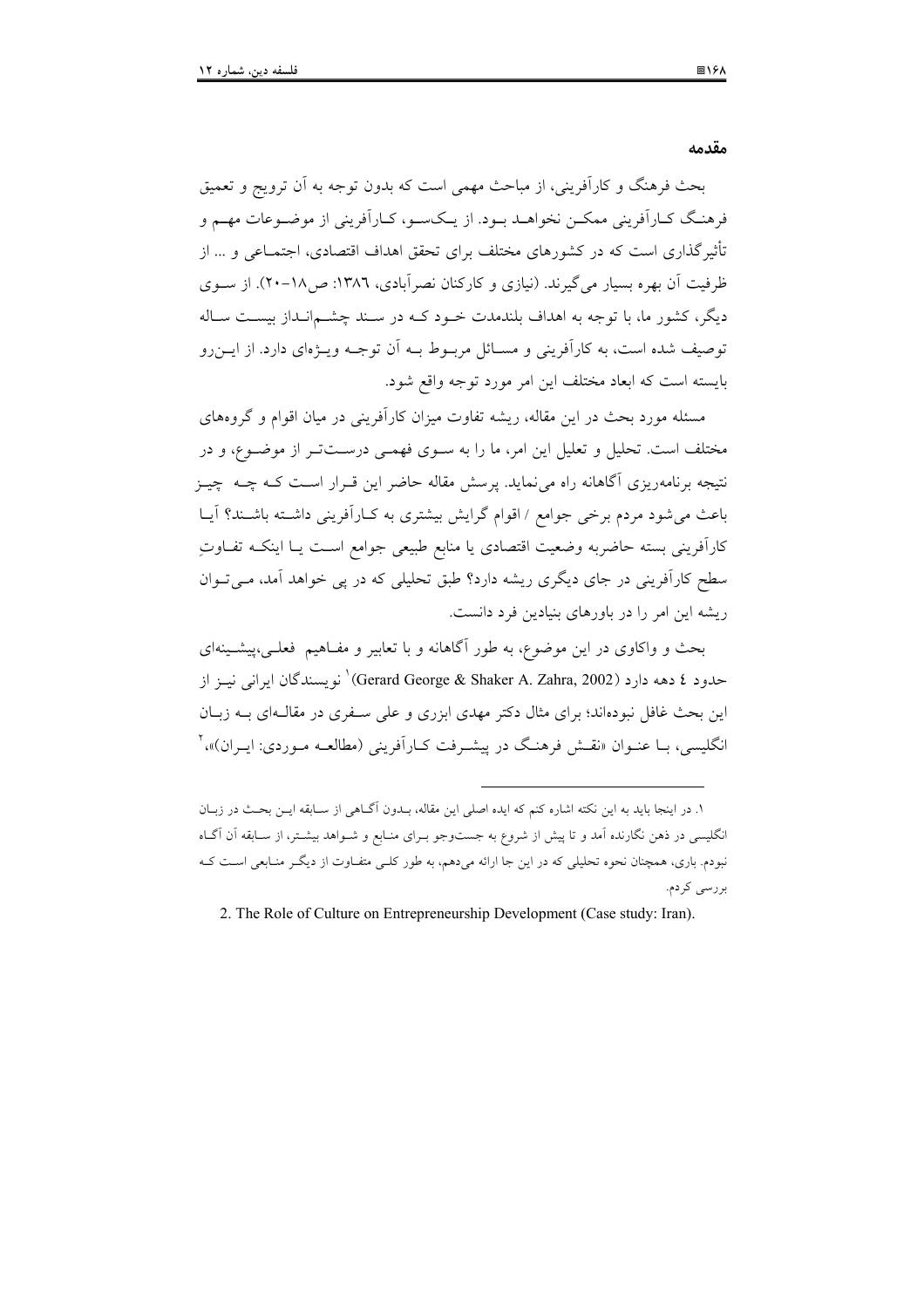## مقدمه

بحث فرهنگ و کارآفرینی، از مباحث مهمی است که بدون توجه به آن ترویج و تعمیق فرهنگ کارآفرینی ممکن نخواهد بود. از یک‌سو، کارآفرینی از موضوعات مهم و تأثیرگذاری است که در کشورهای مختلف برای تحقق اهداف اقتصادی، اجتماعی و ... از ظرفیت آن بهره بسیار می‌گیرند. (نیازی و کارکنان نصرآبادی، ۱۳۸۶: ص۱۸-۲۰). از سوی دیگر، کشور ما، با توجه به اهداف بلندمدت خود که در سند چشم‌انداز بیست ساله توصیف شده است، به کارآفرینی و مسائل مربوط به آن توجه ویژه‌ای دارد. از این‌رو بایسته است که ابعاد مختلف این امر مورد توجه واقع شود.

مسئله مورد بحث در این مقاله، ریشه تفاوت میزان کارآفرینی در میان اقوام و گروه‌های مختلف است. تحلیل و تعلیل این امر، ما را به سوی فهمی درست‌تر از موضوع، و در نتیجه برنامه‌ریزی آگاهانه راه می‌نماید. پرسش مقاله حاضر این قرار است که چه چیز باعث می‌شود مردم برخی جوامع / اقوام گرایش بیشتری به کارآفرینی داشته باشند؟ آیا کارآفرینی بسته حاضربه وضعیت اقتصادی یا منابع طبیعی جوامع است یا اینکه تفاوتِ سطح کارآفرینی در جای دیگری ریشه دارد؟ طبق تحلیلی که در پی خواهد آمد، می‌توان ریشه این امر را در باورهای بنیادین فرد دانست.

بحث و واکاوی در این موضوع، به طور آگاهانه و با تعابیر و مفاهیم فعلی،پیشینه‌ای حدود ٤ دهه دارد (Gerard George & Shaker A. Zahra, 2002)[1] نویسندگان ایرانی نیز از این بحث غافل نبوده‌اند؛ برای مثال دکتر مهدی ابزری و علی سفری در مقاله‌ای به زبان انگلیسی، با عنوان «نقش فرهنگ در پیشرفت کارآفرینی (مطالعه موردی: ایران)»،[2]

---

۱. در اینجا باید به این نکته اشاره کنم که ایده اصلی این مقاله، بدون آگاهی از سابقه این بحث در زبان انگلیسی در ذهن نگارنده آمد و تا پیش از شروع به جست‌وجو برای منابع و شواهد بیشتر، از سابقه آن آگاه نبودم. باری، همچنان نحوه تحلیلی که در این جا ارائه می‌دهم، به طور کلی متفاوت از دیگر منابعی است که بررسی کردم.

2. The Role of Culture on Entrepreneurship Development (Case study: Iran).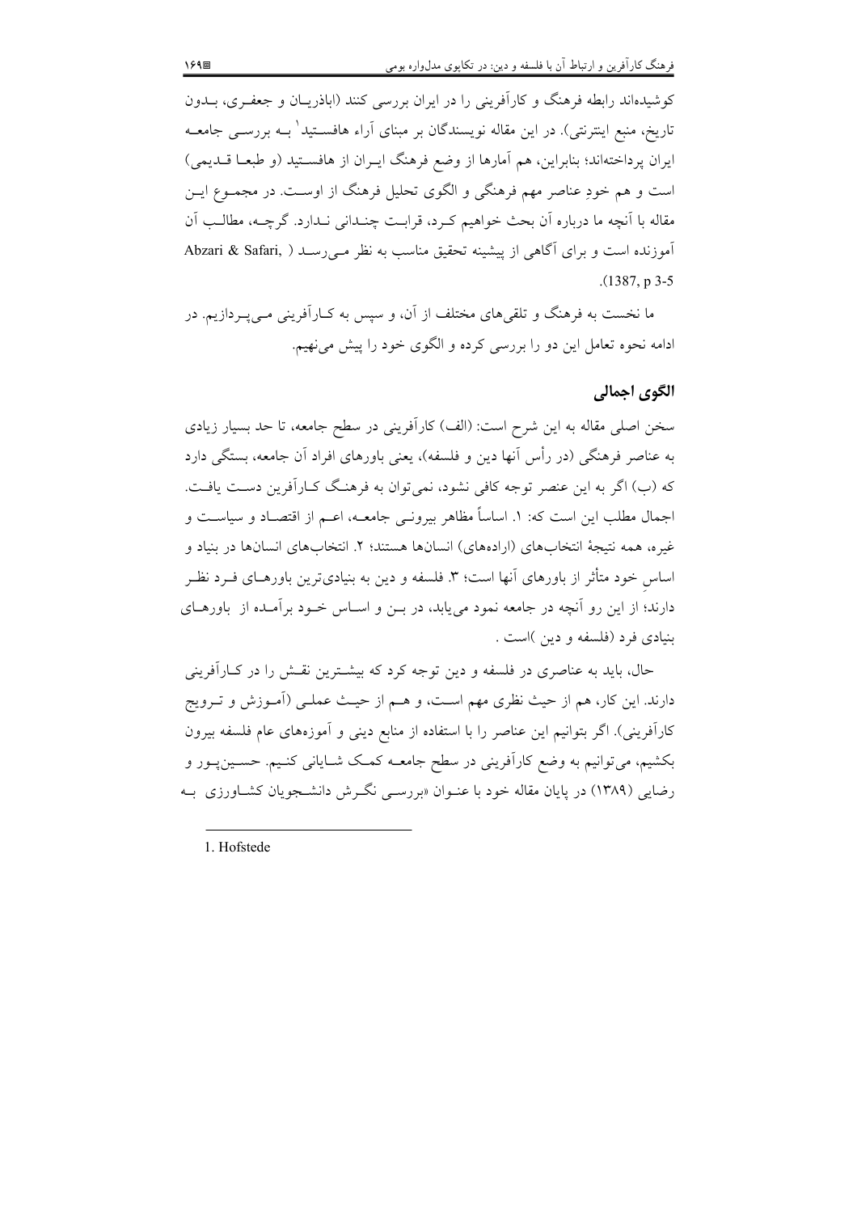کوشیده‌اند رابطه فرهنگ و کارآفرینی را در ایران بررسی کنند (اباذریان و جعفری، بدون تاریخ، منبع اینترنتی). در این مقاله نویسندگان بر مبنای آراء هافستید[1] به بررسی جامعه ایران پرداخته‌اند؛ بنابراین، هم آمارها از وضع فرهنگ ایران از هافستید (و طبعا قدیمی) است و هم خودِ عناصر مهم فرهنگی و الگوی تحلیل فرهنگ از اوست. در مجموع این مقاله با آنچه ما درباره آن بحث خواهیم کرد، قرابت چندانی ندارد. گرچه، مطالب آن آموزنده است و برای آگاهی از پیشینه تحقیق مناسب به نظر می‌رسد (Abzari & Safari, 1387, p 3-5).

ما نخست به فرهنگ و تلقی‌های مختلف از آن، و سپس به کارآفرینی می‌پردازیم. در ادامه نحوه تعامل این دو را بررسی کرده و الگوی خود را پیش می‌نهیم.

## الگوی اجمالی

سخن اصلی مقاله به این شرح است: (الف) کارآفرینی در سطح جامعه، تا حد بسیار زیادی به عناصر فرهنگی (در رأس آنها دین و فلسفه)، یعنی باورهای افراد آن جامعه، بستگی دارد که (ب) اگر به این عنصر توجه کافی نشود، نمی‌توان به فرهنگ کارآفرین دست یافت. اجمال مطلب این است که: ۱. اساساً مظاهر بیرونی جامعه، اعم از اقتصاد و سیاست و غیره، همه نتیجهٔ انتخاب‌های (اراده‌های) انسان‌ها هستند؛ ۲. انتخاب‌های انسان‌ها در بنیاد و اساسِ خود متأثر از باورهای آنها است؛ ۳. فلسفه و دین به بنیادی‌ترین باورهای فرد نظر دارند؛ از این رو آنچه در جامعه نمود می‌یابد، در بن و اساس خود برآمده از باورهای بنیادی فرد (فلسفه و دین )است .

حال، باید به عناصری در فلسفه و دین توجه کرد که بیشترین نقش را در کارآفرینی دارند. این کار، هم از حیث نظری مهم است، و هم از حیث عملی (آموزش و ترویج کارآفرینی). اگر بتوانیم این عناصر را با استفاده از منابع دینی و آموزه‌های عام فلسفه بیرون بکشیم، می‌توانیم به وضع کارآفرینی در سطح جامعه کمک شایانی کنیم. حسین‌پور و رضایی (۱۳۸۹) در پایان مقاله خود با عنوان «بررسی نگرش دانشجویان کشاورزی به

---

1. Hofstede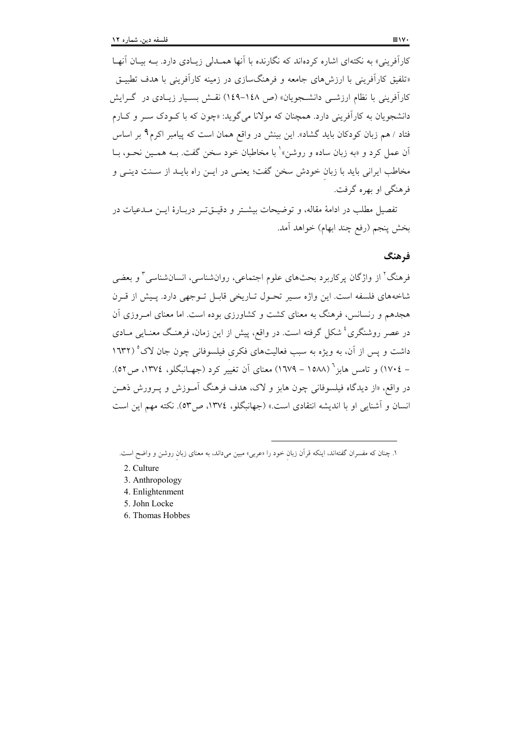کارآفرینی» به نکته‌ای اشاره کرده‌اند که نگارنده با آنها همدلی زیادی دارد. به بیان آنها «تلفیق کارآفرینی با ارزش‌های جامعه و فرهنگ‌سازی در زمینه کارآفرینی با هدف تطبیق کارآفرینی با نظام ارزشی دانشجویان» (ص ۱٤۸-۱٤۹) نقش بسیار زیادی در گرایش دانشجویان به کارآفرینی دارد. همچنان که مولانا می‌گوید: «چون که با کودک سر و کارم فتاد / هم زبان کودکان باید گشاد». این بینش در واقع همان است که پیامبر اکرم(ص) بر اساس آن عمل کرد و «به زبان ساده و روشن»[1] با مخاطبان خود سخن گفت. به همین نحو، با مخاطب ایرانی باید با زبانِ خودش سخن گفت؛ یعنی در این راه باید از سنت دینی و فرهنگی او بهره گرفت.

تفصیل مطلب در ادامهٔ مقاله، و توضیحات بیشتر و دقیق‌تر دربارهٔ این مدعیات در بخش پنجم (رفع چند ابهام) خواهد آمد.

## فرهنگ

فرهنگ[2] از واژگان پرکاربرد بحث‌های علوم اجتماعی، روان‌شناسی، انسان‌شناسی[3] و بعضی شاخه‌های فلسفه است. این واژه سیر تحول تاریخی قابل توجهی دارد. پیش از قرن هجدهم و رنسانس، فرهنگ به معنای کشت و کشاورزی بوده است. اما معنای امروزی آن در عصر روشنگری[4] شکل گرفته است. در واقع، پیش از این زمان، فرهنگ معنایی مادی داشت و پس از آن، به ویژه به سبب فعالیت‌های فکریِ فیلسوفانی چون جان لاک[5] (۱٦۳۲ – ۱۷۰٤) و تامس هابز[6] (۱۵۸۸ – ۱٦۷۹) معنای آن تغییر کرد (جهانبگلو، ۱۳۷٤، ص۵۲). در واقع، «از دیدگاه فیلسوفانی چون هابز و لاک، هدف فرهنگ آموزش و پرورش ذهن انسان و آشنایی او با اندیشه انتقادی است.» (جهانبگلو، ۱۳۷٤، ص۵۳). نکته مهم این است

---

۱. چنان که مفسران گفته‌اند، اینکه قرآن زبانِ خود را «عربی» مبین می‌داند، به معنای زبانِ روشن و واضح است.

2. Culture
3. Anthropology
4. Enlightenment
5. John Locke
6. Thomas Hobbes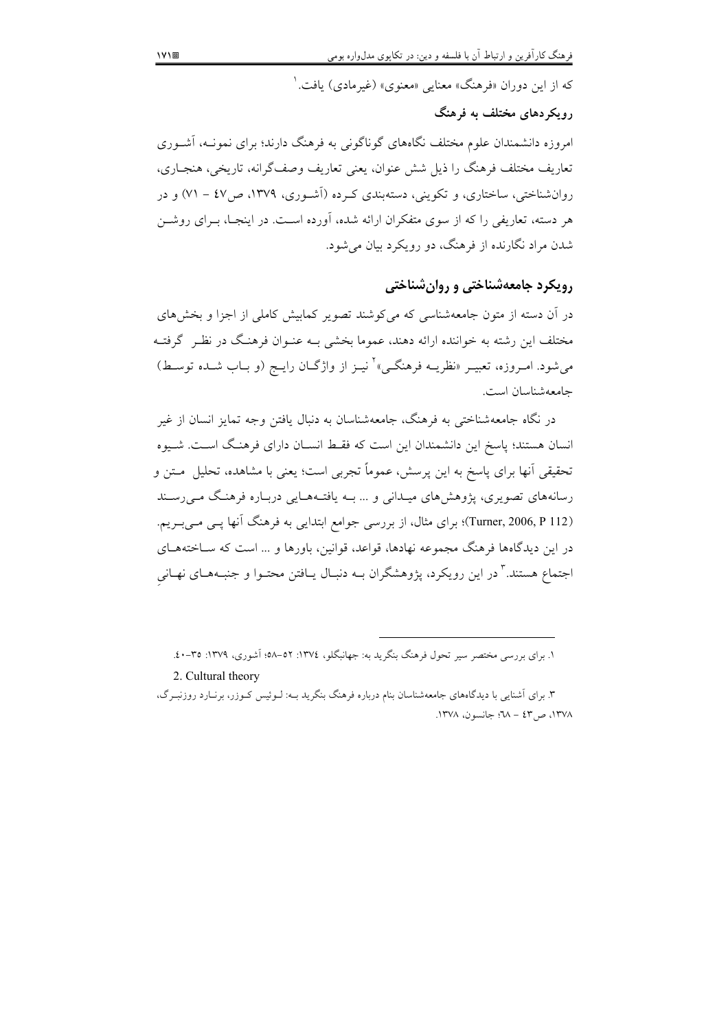که از این دوران «فرهنگ» معنایی «معنوی» (غیرمادی) یافت.[1]

## رویکردهای مختلف به فرهنگ

امروزه دانشمندان علوم مختلف نگاه‌های گوناگونی به فرهنگ دارند؛ برای نمونه، آشوری تعاریف مختلف فرهنگ را ذیل شش عنوان، یعنی تعاریف وصف‌گرانه، تاریخی، هنجاری، روان‌شناختی، ساختاری، و تکوینی، دسته‌بندی کرده (آشوری، ۱۳۷۹، ص۴۷ – ۷۱) و در هر دسته، تعاریفی را که از سوی متفکران ارائه شده، آورده است. در اینجا، برای روشن شدن مراد نگارنده از فرهنگ، دو رویکرد بیان می‌شود.

## رویکرد جامعه‌شناختی و روان‌شناختی

در آن دسته از متون جامعه‌شناسی که می‌کوشند تصویر کمابیش کاملی از اجزا و بخش‌های مختلف این رشته به خواننده ارائه دهند، عموما بخشی به عنوان فرهنگ در نظر گرفته می‌شود. امروزه، تعبیر «نظریه فرهنگی»[2] نیز از واژگان رایج (و باب شده توسط) جامعه‌شناسان است.

در نگاه جامعه‌شناختی به فرهنگ، جامعه‌شناسان به دنبال یافتن وجه تمایز انسان از غیر انسان هستند؛ پاسخ این دانشمندان این است که فقط انسان دارای فرهنگ است. شیوه تحقیقی آنها برای پاسخ به این پرسش، عموماً تجربی است؛ یعنی با مشاهده، تحلیل متن و رسانه‌های تصویری، پژوهش‌های میدانی و ... به یافته‌هایی درباره فرهنگ می‌رسند (Turner, 2006, P 112)؛ برای مثال، از بررسی جوامع ابتدایی به فرهنگ آنها پی می‌بریم. در این دیدگاه‌ها فرهنگ مجموعه نهادها، قواعد، قوانین، باورها و ... است که ساخته‌های اجتماع هستند.[3] در این رویکرد، پژوهشگران به دنبال یافتن محتوا و جنبه‌های نهانیِ

---

۱. برای بررسی مختصر سیر تحول فرهنگ بنگرید به: جهانبگلو، ۱۳۷٤: ٥۲–٥۸؛ آشوری، ۱۳۷۹: ۳٥–٤۰.

2. Cultural theory

۳. برای آشنایی با دیدگاه‌های جامعه‌شناسان بنام درباره فرهنگ بنگرید به: لوئیس کوزر، برنارد روزنبرگ، ۱۳۷۸، ص٤۳ – ٦۸؛ جانسون، ۱۳۷۸.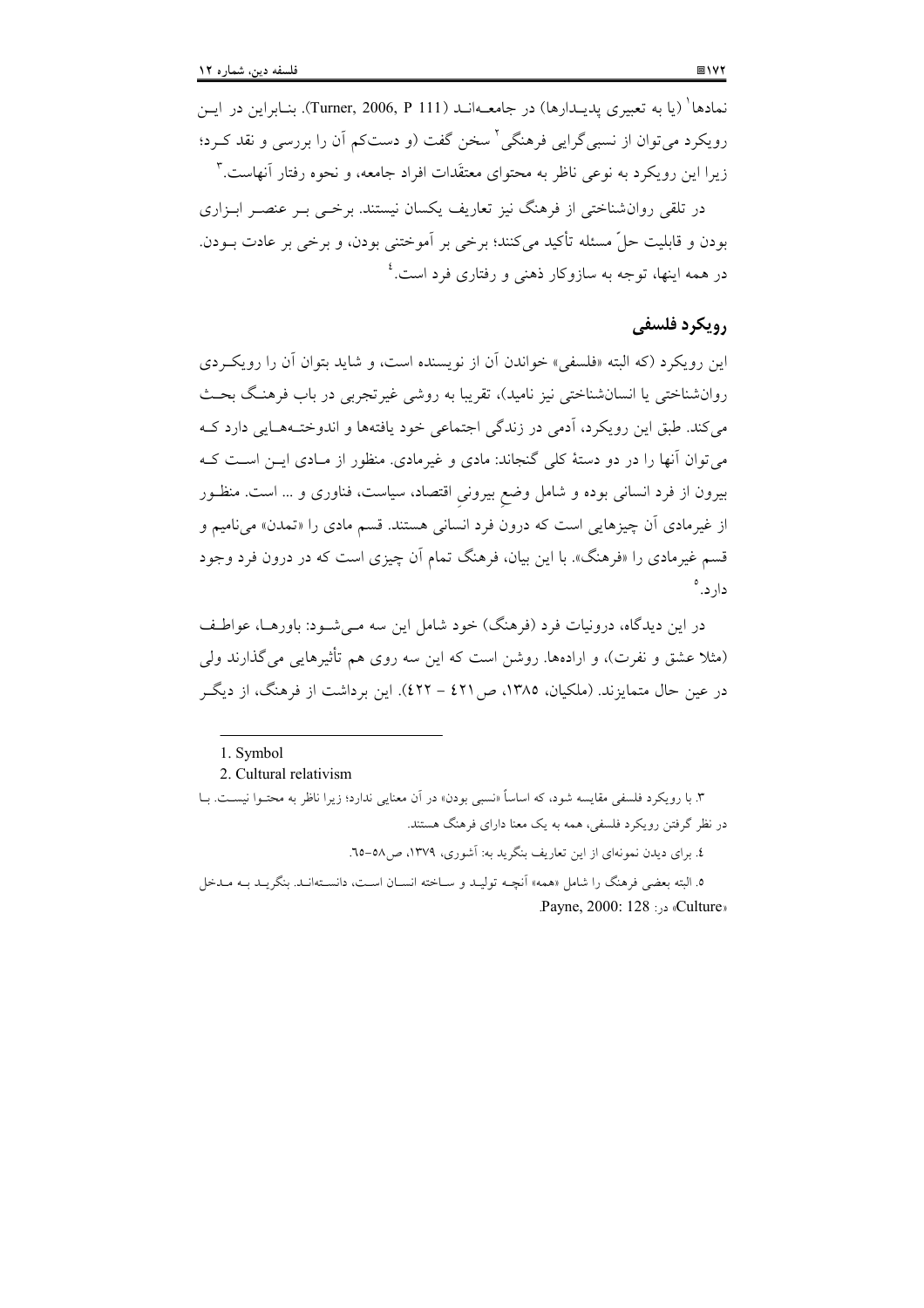نمادها[1] (یا به تعبیری پدیدارها) در جامعه‌اند (Turner, 2006, P 111). بنابراین در این رویکرد می‌توان از نسبی‌گرایی فرهنگی[2] سخن گفت (و دست‌کم آن را بررسی و نقد کرد؛ زیرا این رویکرد به نوعی ناظر به محتوای معتقَدات افراد جامعه، و نحوه رفتار آنهاست.[3]

در تلقی روان‌شناختی از فرهنگ نیز تعاریف یکسان نیستند. برخی بر عنصر ابزاری بودن و قابلیت حلّ مسئله تأکید می‌کنند؛ برخی بر آموختنی بودن، و برخی بر عادت بودن. در همه اینها، توجه به سازوکار ذهنی و رفتاری فرد است.[4]

## رویکرد فلسفی

این رویکرد (که البته «فلسفی» خواندن آن از نویسنده است، و شاید بتوان آن را رویکردی روان‌شناختی یا انسان‌شناختی نیز نامید)، تقریبا به روشی غیرتجربی در باب فرهنگ بحث می‌کند. طبق این رویکرد، آدمی در زندگی اجتماعی خود یافته‌ها و اندوخته‌هایی دارد که می‌توان آنها را در دو دستهٔ کلی گنجاند: مادی و غیرمادی. منظور از مادی این است که بیرون از فرد انسانی بوده و شامل وضعِ بیرونیِ اقتصاد، سیاست، فناوری و ... است. منظور از غیرمادی آن چیزهایی است که درون فرد انسانی هستند. قسم مادی را «تمدن» می‌نامیم و قسم غیرمادی را «فرهنگ». با این بیان، فرهنگ تمام آن چیزی است که در درون فرد وجود دارد.[5]

در این دیدگاه، درونیات فرد (فرهنگ) خود شامل این سه می‌شود: باورها، عواطف (مثلا عشق و نفرت)، و اراده‌ها. روشن است که این سه روی هم تأثیرهایی می‌گذارند ولی در عین حال متمایزند. (ملکیان، ۱۳۸۵، ص۴۲۱ – ۴۲۲). این برداشت از فرهنگ، از دیگر

---

1. Symbol
2. Cultural relativism
3. با رویکرد فلسفی مقایسه شود، که اساساً «نسبی بودن» در آن معنایی ندارد؛ زیرا ناظر به محتوا نیست. با در نظر گرفتن رویکرد فلسفی، همه به یک معنا دارای فرهنگ هستند.
4. برای دیدن نمونه‌ای از این تعاریف بنگرید به: آشوری، ۱۳۷۹، ص۵۸-۶۵.
5. البته بعضی فرهنگ را شامل «همه» آنچه تولید و ساخته انسان است، دانسته‌اند. بنگرید به مدخل «Culture» در: Payne, 2000: 128.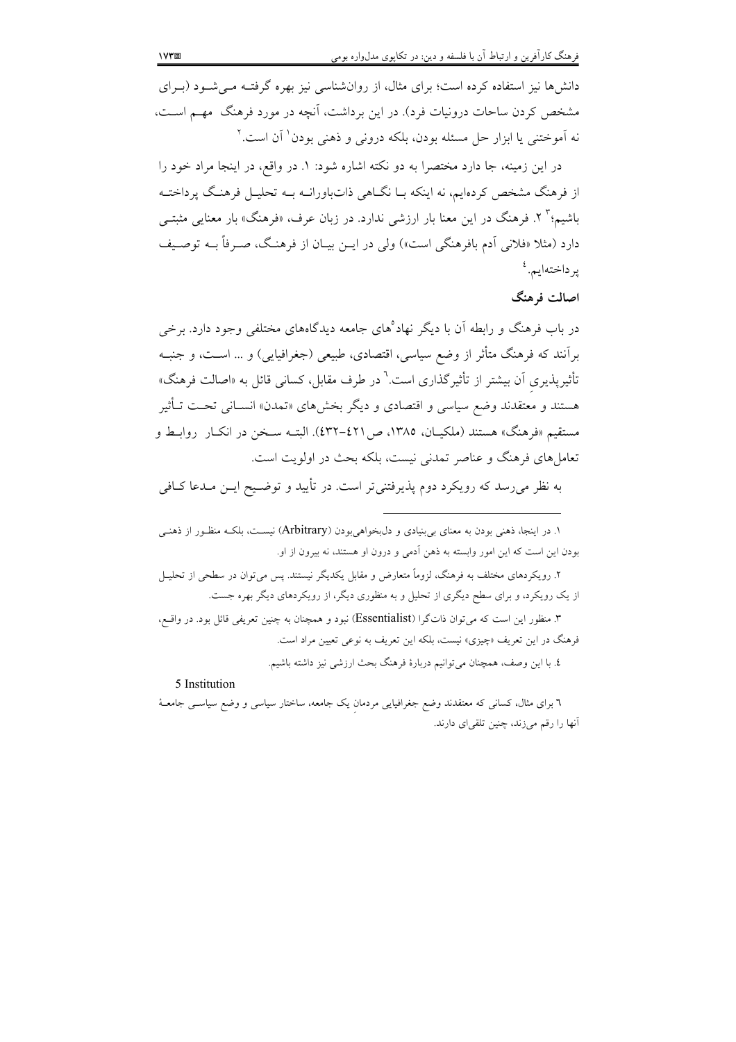دانش‌ها نیز استفاده کرده است؛ برای مثال، از روان‌شناسی نیز بهره گرفته می‌شود (برای مشخص کردن ساحات درونیات فرد). در این برداشت، آنچه در مورد فرهنگ مهم است، نه آموختنی یا ابزار حل مسئله بودن، بلکه درونی و ذهنی بودن[1] آن است.[2]

در این زمینه، جا دارد مختصرا به دو نکته اشاره شود: ۱. در واقع، در اینجا مراد خود را از فرهنگ مشخص کرده‌ایم، نه اینکه با نگاهی ذات‌باورانه به تحلیل فرهنگ پرداخته باشیم؛[3] ۲. فرهنگ در این معنا بار ارزشی ندارد. در زبان عرف، «فرهنگ» بار معنایی مثبتی دارد (مثلا «فلانی آدم بافرهنگی است») ولی در این بیان از فرهنگ، صرفاً به توصیف پرداخته‌ایم.[4]

## اصالت فرهنگ

در باب فرهنگ و رابطه آن با دیگر نهاد[5]های جامعه دیدگاه‌های مختلفی وجود دارد. برخی برآنند که فرهنگ متأثر از وضع سیاسی، اقتصادی، طبیعی (جغرافیایی) و ... است، و جنبه تأثیرپذیری آن بیشتر از تأثیرگذاری است.[6] در طرف مقابل، کسانی قائل به «اصالت فرهنگ» هستند و معتقدند وضع سیاسی و اقتصادی و دیگر بخش‌های «تمدن» انسانی تحت تأثیر مستقیم «فرهنگ» هستند (ملکیان، ۱۳۸۵، ص ۴۲۱-۴۳۲). البته سخن در انکار روابط و تعامل‌های فرهنگ و عناصر تمدنی نیست، بلکه بحث در اولویت است.

به نظر می‌رسد که رویکرد دوم پذیرفتنی‌تر است. در تأیید و توضیح این مدعا کافی

---

۱. در اینجا، ذهنی بودن به معنای بی‌بنیادی و دلبخواهی‌بودن (Arbitrary) نیست، بلکه منظور از ذهنی بودن این است که این امور وابسته به ذهن آدمی و درون او هستند، نه بیرون از او.

۲. رویکردهای مختلف به فرهنگ، لزوماً متعارض و مقابل یکدیگر نیستند. پس می‌توان در سطحی از تحلیل از یک رویکرد، و برای سطح دیگری از تحلیل و به منظوری دیگر، از رویکردهای دیگر بهره جست.

۳. منظور این است که می‌توان ذات‌گرا (Essentialist) نبود و همچنان به چنین تعریفی قائل بود. در واقع، فرهنگ در این تعریف «چیزی» نیست، بلکه این تعریف به نوعی تعیین مراد است.

٤. با این وصف، همچنان می‌توانیم دربارهٔ فرهنگ بحث ارزشی نیز داشته باشیم.

5 Institution

٦ برای مثال، کسانی که معتقدند وضع جغرافیایی مردمانِ یک جامعه، ساختار سیاسی و وضع سیاسی جامعهٔ آنها را رقم می‌زند، چنین تلقی‌ای دارند.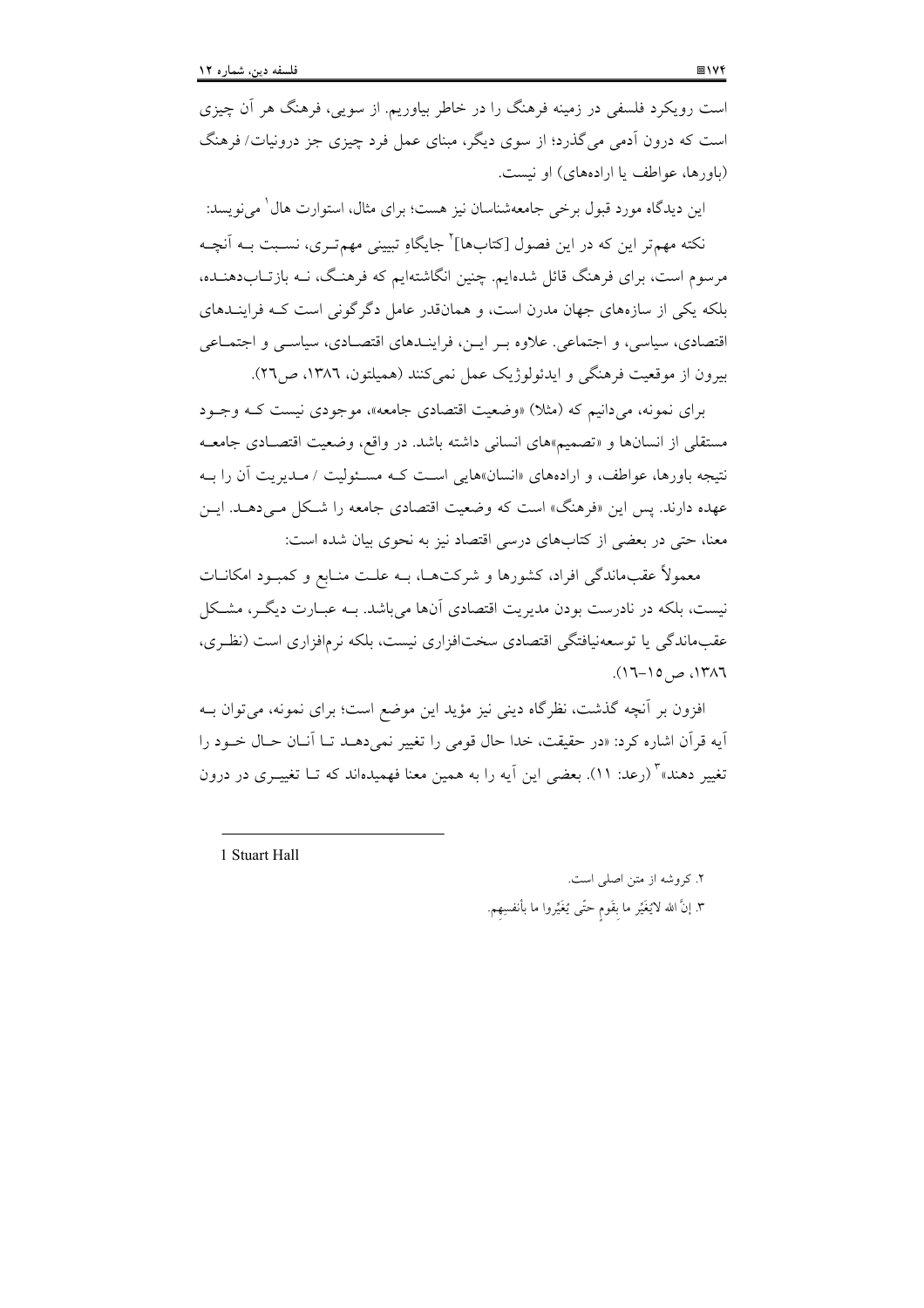است رویکرد فلسفی در زمینه فرهنگ را در خاطر بیاوریم. از سویی، فرهنگ هر آن چیزی است که درون آدمی می‌گذرد؛ از سوی دیگر، مبنای عمل فرد چیزی جز درونیات/ فرهنگ (باورها، عواطف یا اراده‌های) او نیست.

این دیدگاه مورد قبول برخی جامعه‌شناسان نیز هست؛ برای مثال، استوارت هال[1] می‌نویسد:

> نکته مهم‌تر این که در این فصول [کتاب‌ها][2] جایگاهِ تبیینی مهم‌تری، نسبت به آنچه مرسوم است، برای فرهنگ قائل شده‌ایم. چنین انگاشته‌ایم که فرهنگ، نه بازتاب‌دهنده، بلکه یکی از سازه‌های جهان مدرن است، و همان‌قدر عامل دگرگونی است که فرایندهای اقتصادی، سیاسی، و اجتماعی. علاوه بر این، فرایندهای اقتصادی، سیاسی و اجتماعی بیرون از موقعیت فرهنگی و ایدئولوژیک عمل نمی‌کنند (همیلتون، ١٣٨٦، ص٢٦).

برای نمونه، می‌دانیم که (مثلا) «وضعیت اقتصادی جامعه»، موجودی نیست که وجود مستقلی از انسان‌ها و «تصمیم»های انسانی داشته باشد. در واقع، وضعیت اقتصادی جامعه نتیجه باورها، عواطف، و اراده‌های «انسان»هایی است که مسئولیت / مدیریت آن را به عهده دارند. پس این «فرهنگ» است که وضعیت اقتصادی جامعه را شکل می‌دهد. این معنا، حتی در بعضی از کتاب‌های درسی اقتصاد نیز به نحوی بیان شده است:

> معمولاً عقب‌ماندگی افراد، کشورها و شرکت‌ها، به علت منابع و کمبود امکانات نیست، بلکه در نادرست بودن مدیریت اقتصادی آن‌ها می‌باشد. به عبارت دیگر، مشکل عقب‌ماندگی یا توسعه‌نیافتگی اقتصادی سخت‌افزاری نیست، بلکه نرم‌افزاری است (نظری، ١٣٨٦، ص ١٥-١٦).

افزون بر آنچه گذشت، نظرگاه دینی نیز مؤید این موضع است؛ برای نمونه، می‌توان به آیه قرآن اشاره کرد: «در حقیقت، خدا حال قومی را تغییر نمی‌دهد تا آنان حال خود را تغییر دهند»[3] (رعد: ١١). بعضی این آیه را به همین معنا فهمیده‌اند که تا تغییری در درون

---

1 Stuart Hall

٢. کروشه از متن اصلی است.

٣. إنَّ اللهَ لایُغَیِّرُ ما بِقَومٍ حتّی یُغَیِّروا ما بأنفسِهِم.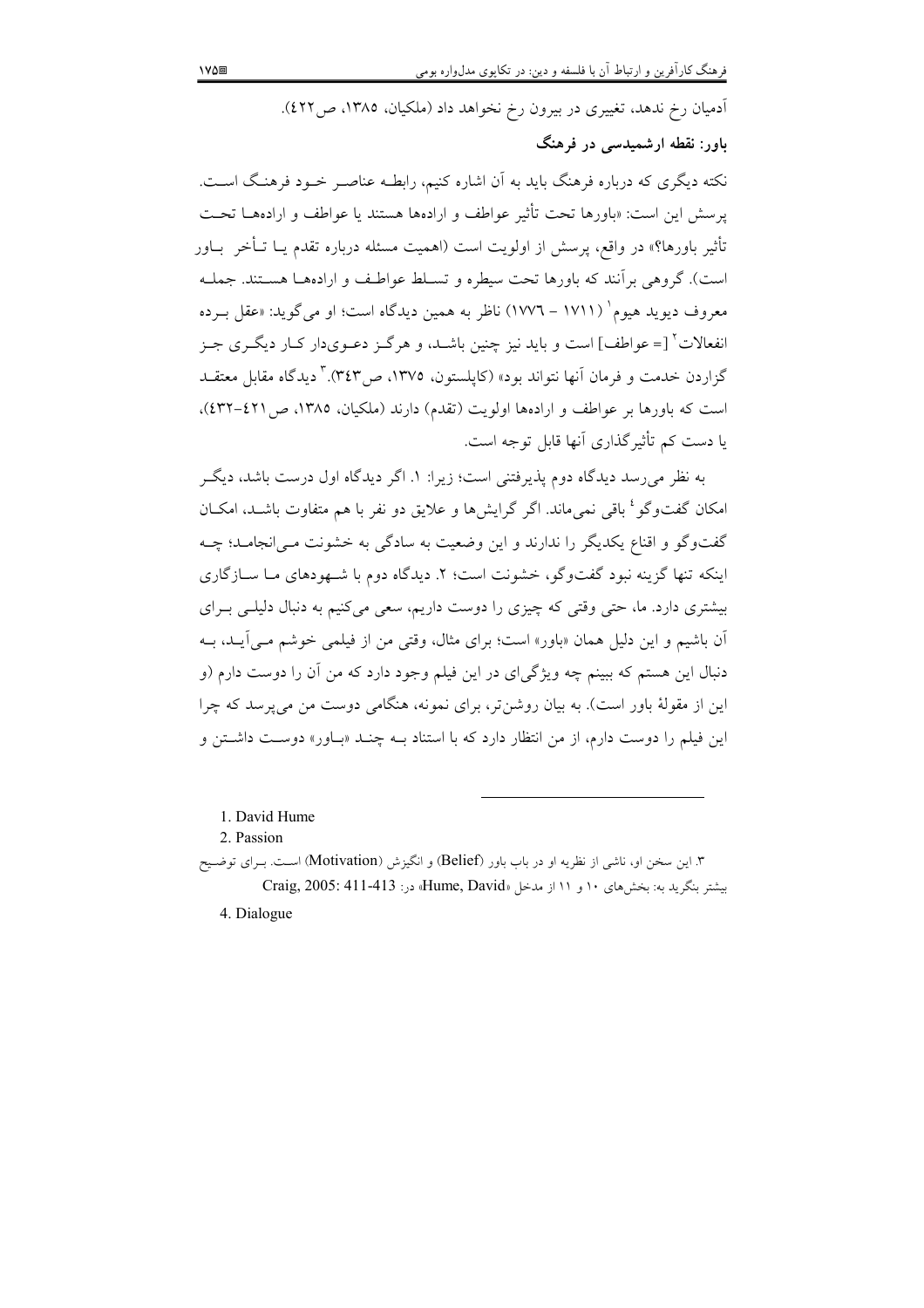آدمیان رخ ندهد، تغییری در بیرون رخ نخواهد داد (ملکیان، ۱۳۸۵، ص۴۲۲).

## باور: نقطه ارشمیدسی در فرهنگ

نکته دیگری که درباره فرهنگ باید به آن اشاره کنیم، رابطه عناصر خود فرهنگ است. پرسش این است: «باورها تحت تأثیر عواطف و اراده‌ها هستند یا عواطف و اراده‌ها تحت تأثیر باورها؟» در واقع، پرسش از اولویت است (اهمیت مسئله درباره تقدم یا تأخر باور است). گروهی برآنند که باورها تحت سیطره و تسلط عواطف و اراده‌ها هستند. جمله معروف دیوید هیوم[1] (۱۷۱۱ - ۱۷۷۶) ناظر به همین دیدگاه است؛ او می‌گوید: «عقل برده انفعالات[2] [= عواطف] است و باید نیز چنین باشد، و هرگز دعوی‌دار کار دیگری جز گزاردن خدمت و فرمان آنها نتواند بود» (کاپلستون، ۱۳۷۵، ص۳۴۳).[3] دیدگاه مقابل معتقد است که باورها بر عواطف و اراده‌ها اولویت (تقدم) دارند (ملکیان، ۱۳۸۵، ص۴۲۱-۴۳۲)، یا دست کم تأثیرگذاری آنها قابل توجه است.

به نظر می‌رسد دیدگاه دوم پذیرفتنی است؛ زیرا: ۱. اگر دیدگاه اول درست باشد، دیگر امکان گفت‌وگو[4] باقی نمی‌ماند. اگر گرایش‌ها و علایق دو نفر با هم متفاوت باشد، امکان گفت‌وگو و اقناع یکدیگر را ندارند و این وضعیت به سادگی به خشونت می‌انجامد؛ چه اینکه تنها گزینه نبود گفت‌وگو، خشونت است؛ ۲. دیدگاه دوم با شهودهای ما سازگاری بیشتری دارد. ما، حتی وقتی که چیزی را دوست داریم، سعی می‌کنیم به دنبال دلیلی برای آن باشیم و این دلیل همان «باور» است؛ برای مثال، وقتی من از فیلمی خوشم می‌آید، به دنبال این هستم که ببینم چه ویژگی‌ای در این فیلم وجود دارد که من آن را دوست دارم (و این از مقولهٔ باور است). به بیان روشن‌تر، برای نمونه، هنگامی دوست من می‌پرسد که چرا این فیلم را دوست دارم، از من انتظار دارد که با استناد به چند «باور» دوست داشتن و

---

1. David Hume
2. Passion
3. این سخن او، ناشی از نظریه او در باب باور (Belief) و انگیزش (Motivation) است. برای توضیح بیشتر بنگرید به: بخش‌های ۱۰ و ۱۱ از مدخل «Hume, David» در: Craig, 2005: 411-413
4. Dialogue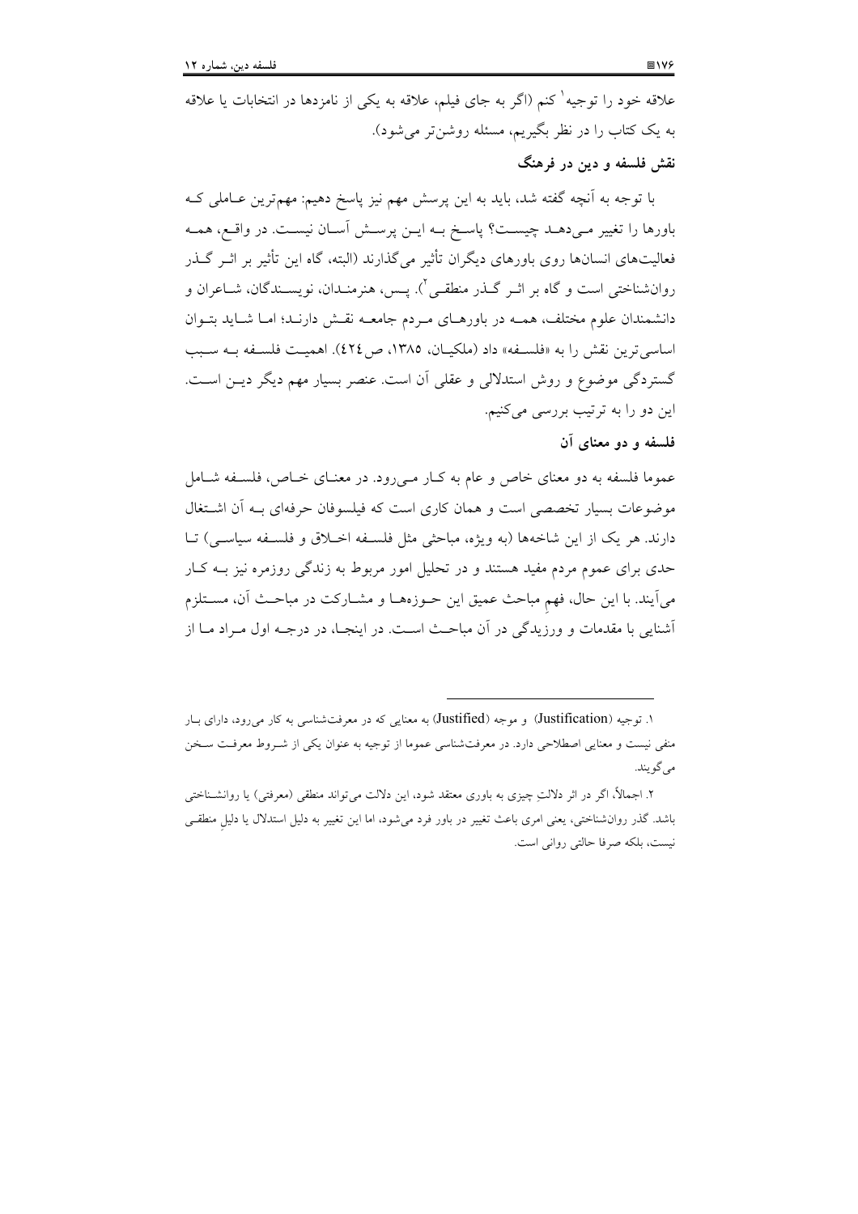علاقه خود را توجیه[1] کنم (اگر به جای فیلم، علاقه به یکی از نامزدها در انتخابات یا علاقه به یک کتاب را در نظر بگیریم، مسئله روشن‌تر می‌شود).

### نقش فلسفه و دین در فرهنگ

با توجه به آنچه گفته شد، باید به این پرسش مهم نیز پاسخ دهیم: مهم‌ترین عاملی که باورها را تغییر می‌دهد چیست؟ پاسخ به این پرسش آسان نیست. در واقع، همه فعالیت‌های انسان‌ها روی باورهای دیگران تأثیر می‌گذارند (البته، گاه این تأثیر بر اثر گذر روان‌شناختی است و گاه بر اثر گذر منطقی[2]). پس، هنرمندان، نویسندگان، شاعران و دانشمندان علوم مختلف، همه در باورهای مردم جامعه نقش دارند؛ اما شاید بتوان اساسی‌ترین نقش را به «فلسفه» داد (ملکیان، ۱۳۸۵، ص۴۲۴). اهمیت فلسفه به سبب گستردگی موضوع و روش استدلالی و عقلی آن است. عنصر بسیار مهم دیگر دین است. این دو را به ترتیب بررسی می‌کنیم.

### فلسفه و دو معنای آن

عموما فلسفه به دو معنای خاص و عام به کار می‌رود. در معنای خاص، فلسفه شامل موضوعات بسیار تخصصی است و همان کاری است که فیلسوفان حرفه‌ای به آن اشتغال دارند. هر یک از این شاخه‌ها (به ویژه، مباحثی مثل فلسفه اخلاق و فلسفه سیاسی) تا حدی برای عموم مردم مفید هستند و در تحلیل امور مربوط به زندگی روزمره نیز به کار می‌آیند. با این حال، فهمِ مباحث عمیق این حوزه‌ها و مشارکت در مباحث آن، مستلزم آشنایی با مقدمات و ورزیدگی در آن مباحث است. در اینجا، در درجه اول مراد ما از

---

۱. توجیه (Justification) و موجه (Justified) به معنایی که در معرفت‌شناسی به کار می‌رود، دارای بار منفی نیست و معنایی اصطلاحی دارد. در معرفت‌شناسی عموما از توجیه به عنوان یکی از شروط معرفت سخن می‌گویند.

۲. اجمالاً، اگر در اثر دلالتِ چیزی به باوری معتقد شود، این دلالت می‌تواند منطقی (معرفتی) یا روانشناختی باشد. گذر روان‌شناختی، یعنی امری باعث تغییر در باور فرد می‌شود، اما این تغییر به دلیل استدلال یا دلیلِ منطقی نیست، بلکه صرفا حالتی روانی است.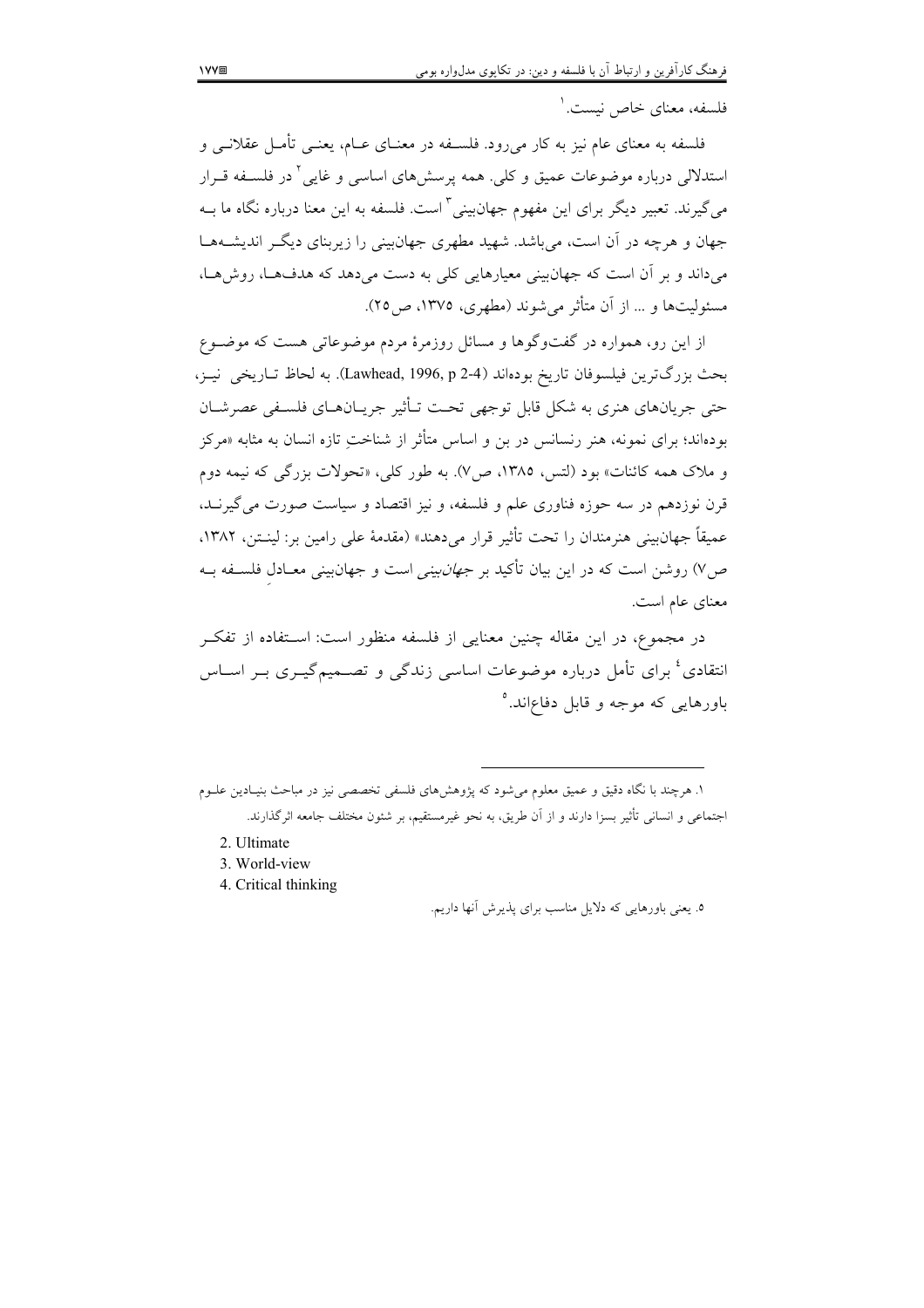فلسفه، معنای خاص نیست.[1]

فلسفه به معنای عام نیز به کار می‌رود. فلسفه در معنای عام، یعنی تأمل عقلانی و استدلالی درباره موضوعات عمیق و کلی. همه پرسش‌های اساسی و غایی[2] در فلسفه قرار می‌گیرند. تعبیر دیگر برای این مفهوم جهان‌بینی[3] است. فلسفه به این معنا درباره نگاه ما به جهان و هرچه در آن است، می‌باشد. شهید مطهری جهان‌بینی را زیربنای دیگر اندیشه‌ها می‌داند و بر آن است که جهان‌بینی معیارهایی کلی به دست می‌دهد که هدف‌ها، روش‌ها، مسئولیت‌ها و ... از آن متأثر می‌شوند (مطهری، ۱۳۷۵، ص۲۵).

از این رو، همواره در گفت‌وگوها و مسائل روزمرهٔ مردم موضوعاتی هست که موضوع بحث بزرگ‌ترین فیلسوفان تاریخ بوده‌اند (Lawhead, 1996, p 2-4). به لحاظ تاریخی نیز، حتی جریان‌های هنری به شکل قابل توجهی تحت تأثیر جریان‌های فلسفی عصرشان بوده‌اند؛ برای نمونه، هنر رنسانس در بن و اساس متأثر از شناختِ تازه انسان به مثابه «مرکز و ملاک همه کائنات» بود (لتس، ۱۳۸۵، ص۷). به طور کلی، «تحولات بزرگی که نیمه دوم قرن نوزدهم در سه حوزه فناوری علم و فلسفه، و نیز اقتصاد و سیاست صورت می‌گیرند، عمیقاً جهان‌بینی هنرمندان را تحت تأثیر قرار می‌دهند» (مقدمهٔ علی رامین بر: لینتن، ۱۳۸۲، ص۷) روشن است که در این بیان تأکید بر *جهان‌بینی* است و جهان‌بینی معادلِ فلسفه به معنای عام است.

در مجموع، در این مقاله چنین معنایی از فلسفه منظور است: استفاده از تفکر انتقادی[4] برای تأمل درباره موضوعات اساسی زندگی و تصمیم‌گیری بر اساس باورهایی که موجه و قابل دفاع‌اند.[5]

---

۱. هرچند با نگاه دقیق و عمیق معلوم می‌شود که پژوهش‌های فلسفی تخصصی نیز در مباحث بنیادین علوم اجتماعی و انسانی تأثیر بسزا دارند و از آن طریق، به نحو غیرمستقیم، بر شئون مختلف جامعه اثرگذارند.

2. Ultimate

3. World-view

4. Critical thinking

۵. یعنی باورهایی که دلایل مناسب برای پذیرش آنها داریم.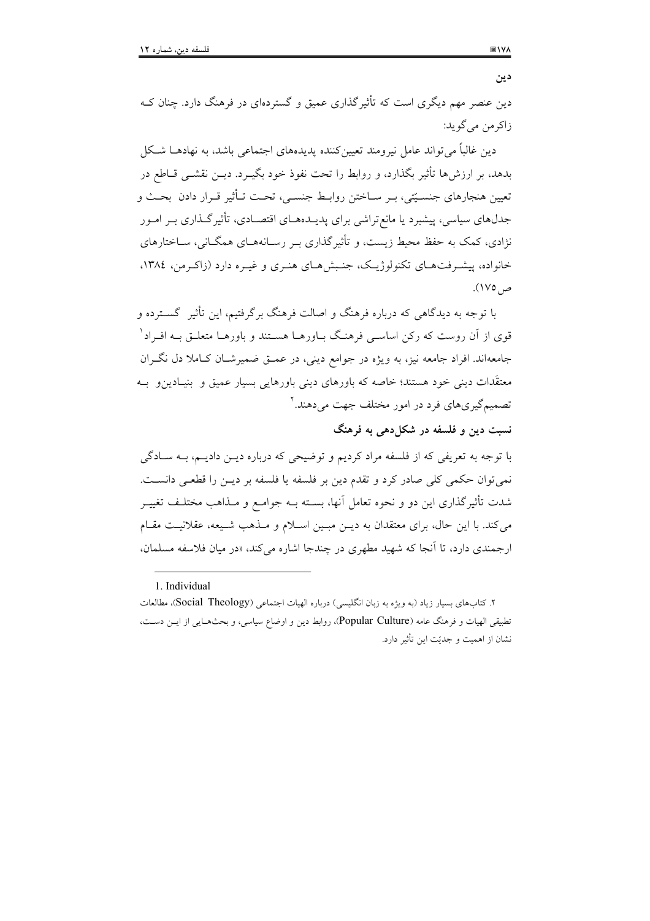### دین

دین عنصر مهم دیگری است که تأثیرگذاری عمیق و گسترده‌ای در فرهنگ دارد. چنان که زاکرمن می‌گوید:

دین غالباً می‌تواند عامل نیرومند تعیین‌کننده پدیده‌های اجتماعی باشد، به نهادها شکل بدهد، بر ارزش‌ها تأثیر بگذارد، و روابط را تحت نفوذ خود بگیرد. دین نقشی قاطع در تعیین هنجارهای جنسیّتی، بر ساختن روابط جنسی، تحت تأثیر قرار دادن بحث و جدل‌های سیاسی، پیشبرد یا مانع‌تراشی برای پدیده‌های اقتصادی، تأثیرگذاری بر امور نژادی، کمک به حفظ محیط زیست، و تأثیرگذاری بر رسانه‌های همگانی، ساختارهای خانواده، پیشرفت‌های تکنولوژیک، جنبش‌های هنری و غیره دارد (زاکرمن، ۱۳۸٤، ص ۱۷۵).

با توجه به دیدگاهی که درباره فرهنگ و اصالت فرهنگ برگرفتیم، این تأثیر گسترده و قوی از آن روست که رکن اساسی فرهنگ باورها هستند و باورها متعلق به افراد[1] جامعه‌اند. افراد جامعه نیز، به ویژه در جوامع دینی، در عمق ضمیرشان کاملا دل نگران معتقَدات دینی خود هستند؛ خاصه که باورهای دینی باورهایی بسیار عمیق و بنیادین‌و به تصمیم‌گیری‌های فرد در امور مختلف جهت می‌دهند.[2]

### نسبت دین و فلسفه در شکل‌دهی به فرهنگ

با توجه به تعریفی که از فلسفه مراد کردیم و توضیحی که درباره دین دادیم، به سادگی نمی‌توان حکمی کلی صادر کرد و تقدم دین بر فلسفه یا فلسفه بر دین را قطعی دانست. شدت تأثیرگذاری این دو و نحوه تعامل آنها، بسته به جوامع و مذاهب مختلف تغییر می‌کند. با این حال، برای معتقدان به دین مبین اسلام و مذهب شیعه، عقلانیت مقام ارجمندی دارد، تا آنجا که شهید مطهری در چندجا اشاره می‌کند، «در میان فلاسفه مسلمان،

---

1. Individual

۲. کتاب‌های بسیار زیاد (به ویژه به زبان انگلیسی) درباره الهیات اجتماعی (Social Theology)، مطالعات تطبیقی الهیات و فرهنگ عامه (Popular Culture)، روابط دین و اوضاع سیاسی، و بحث‌هایی از این دست، نشان از اهمیت و جدیّت این تأثیر دارد.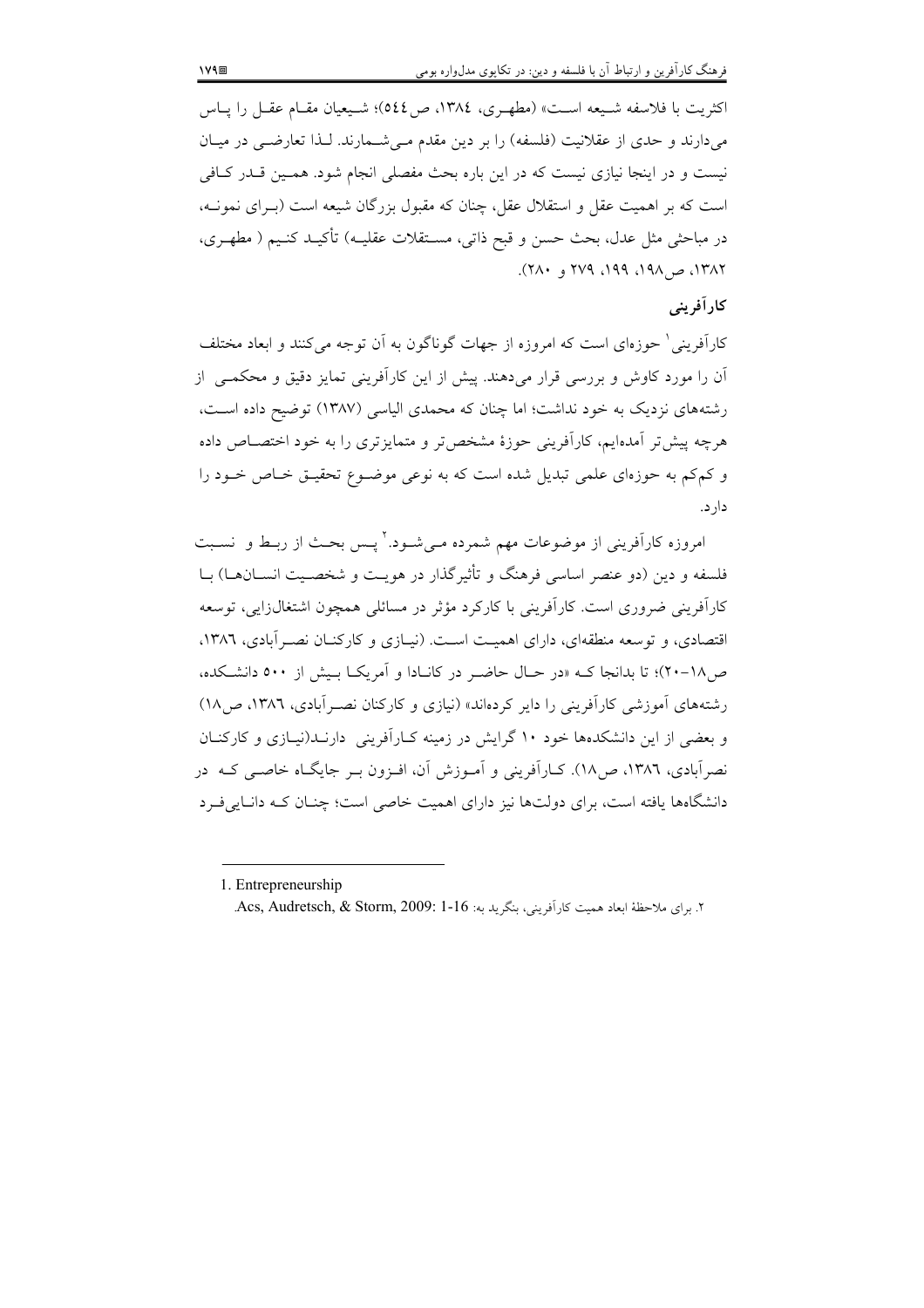اکثریت با فلاسفه شیعه است» (مطهری، ۱۳۸٤، ص٥٤٤)؛ شیعیان مقام عقل را پاس می‌دارند و حدی از عقلانیت (فلسفه) را بر دین مقدم می‌شمارند. لذا تعارضی در میان نیست و در اینجا نیازی نیست که در این باره بحث مفصلی انجام شود. همین قدر کافی است که بر اهمیت عقل و استقلال عقل، چنان که مقبول بزرگان شیعه است (برای نمونه، در مباحثی مثل عدل، بحث حسن و قبح ذاتی، مستقلات عقلیه) تأکید کنیم ( مطهری، ۱۳۸۲، ص۱۹۸، ۱۹۹، ۲۷۹ و ۲۸۰).

## کارآفرینی

کارآفرینی[1] حوزه‌ای است که امروزه از جهات گوناگون به آن توجه می‌کنند و ابعاد مختلف آن را مورد کاوش و بررسی قرار می‌دهند. پیش از این کارآفرینی تمایز دقیق و محکمی از رشته‌های نزدیک به خود نداشت؛ اما چنان که محمدی الیاسی (۱۳۸۷) توضیح داده است، هرچه پیش‌تر آمده‌ایم، کارآفرینی حوزهٔ مشخص‌تر و متمایزتری را به خود اختصاص داده و کم‌کم به حوزه‌ای علمی تبدیل شده است که به نوعی موضوع تحقیق خاص خود را دارد.

امروزه کارآفرینی از موضوعات مهم شمرده می‌شود.[2] پس بحث از ربط و نسبت فلسفه و دین (دو عنصر اساسی فرهنگ و تأثیرگذار در هویت و شخصیت انسان‌ها) با کارآفرینی ضروری است. کارآفرینی با کارکرد مؤثر در مسائلی همچون اشتغال‌زایی، توسعه اقتصادی، و توسعه منطقه‌ای، دارای اهمیت است. (نیازی و کارکنان نصرآبادی، ۱۳۸٦، ص۱۸-۲۰)؛ تا بدانجا که «در حال حاضر در کانادا و آمریکا بیش از ۵۰۰ دانشکده، رشته‌های آموزشی کارآفرینی را دایر کرده‌اند» (نیازی و کارکنان نصرآبادی، ۱۳۸٦، ص۱۸) و بعضی از این دانشکده‌ها خود ۱۰ گرایش در زمینه کارآفرینی دارند(نیازی و کارکنان نصرآبادی، ۱۳۸٦، ص۱۸). کارآفرینی و آموزش آن، افزون بر جایگاه خاصی که در دانشگاه‌ها یافته است، برای دولت‌ها نیز دارای اهمیت خاصی است؛ چنان که دانایی‌فرد

---

1. Entrepreneurship

۲. برای ملاحظهٔ ابعاد همیت کارآفرینی، بنگرید به: Acs, Audretsch, & Storm, 2009: 1-16.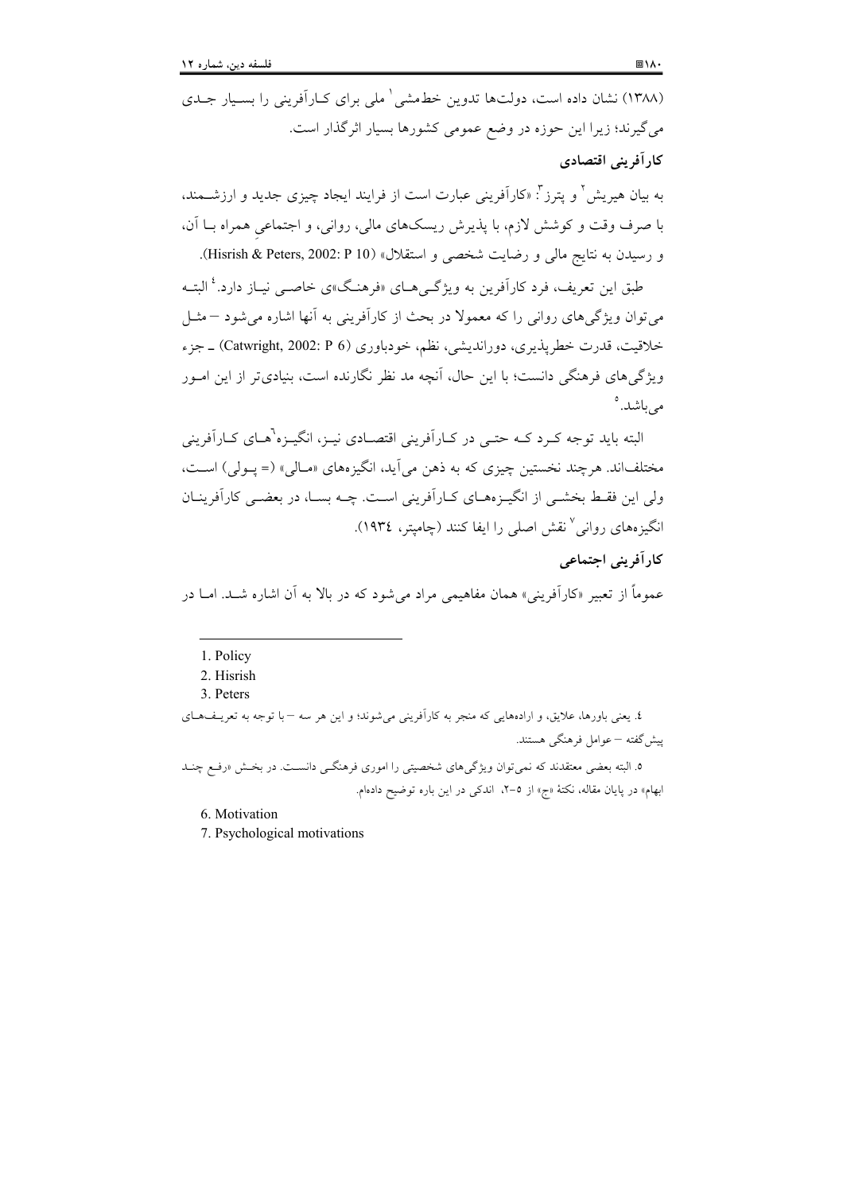(۱۳۸۸) نشان داده است، دولت‌ها تدوین خط‌مشی[1] ملی برای کارآفرینی را بسیار جدی می‌گیرند؛ زیرا این حوزه در وضع عمومی کشورها بسیار اثرگذار است.

### کارآفرینی اقتصادی

به بیان هیریش[2] و پترز[3]: «کارآفرینی عبارت است از فرایند ایجاد چیزی جدید و ارزشمند، با صرف وقت و کوشش لازم، با پذیرش ریسک‌های مالی، روانی، و اجتماعیِ همراه با آن، و رسیدن به نتایج مالی و رضایت شخصی و استقلال» (Hisrish & Peters, 2002: P 10).

طبق این تعریف، فرد کارآفرین به ویژگی‌های «فرهنگ»ی خاصی نیاز دارد.[4] البته می‌توان ویژگی‌های روانی را که معمولا در بحث از کارآفرینی به آنها اشاره می‌شود – مثل خلاقیت، قدرت خطرپذیری، دوراندیشی، نظم، خودباوری (Catwright, 2002: P 6) ـ جزء ویژگی‌های فرهنگی دانست؛ با این حال، آنچه مد نظر نگارنده است، بنیادی‌تر از این امور می‌باشد.[5]

البته باید توجه کرد که حتی در کارآفرینی اقتصادی نیز، انگیزه[6]های کارآفرینی مختلف‌اند. هرچند نخستین چیزی که به ذهن می‌آید، انگیزه‌های «مالی» (= پولی) است، ولی این فقط بخشی از انگیزه‌های کارآفرینی است. چه بسا، در بعضی کارآفرینان انگیزه‌های روانی[7] نقش اصلی را ایفا کنند (چامپتر، ۱۹۳٤).

### کارآفرینی اجتماعی

عموماً از تعبیر «کارآفرینی» همان مفاهیمی مراد می‌شود که در بالا به آن اشاره شد. اما در

---

1. Policy
2. Hisrish
3. Peters

٤. یعنی باورها، علایق، و اراده‌هایی که منجر به کارآفرینی می‌شوند؛ و این هر سه – با توجه به تعریف‌های پیش‌گفته – عوامل فرهنگی هستند.

٥. البته بعضی معتقدند که نمی‌توان ویژگی‌های شخصیتی را اموری فرهنگی دانست. در بخش «رفع چند ابهام» در پایان مقاله، نکتهٔ «ج» از ٥-۲، اندکی در این باره توضیح داده‌ام.

6. Motivation
7. Psychological motivations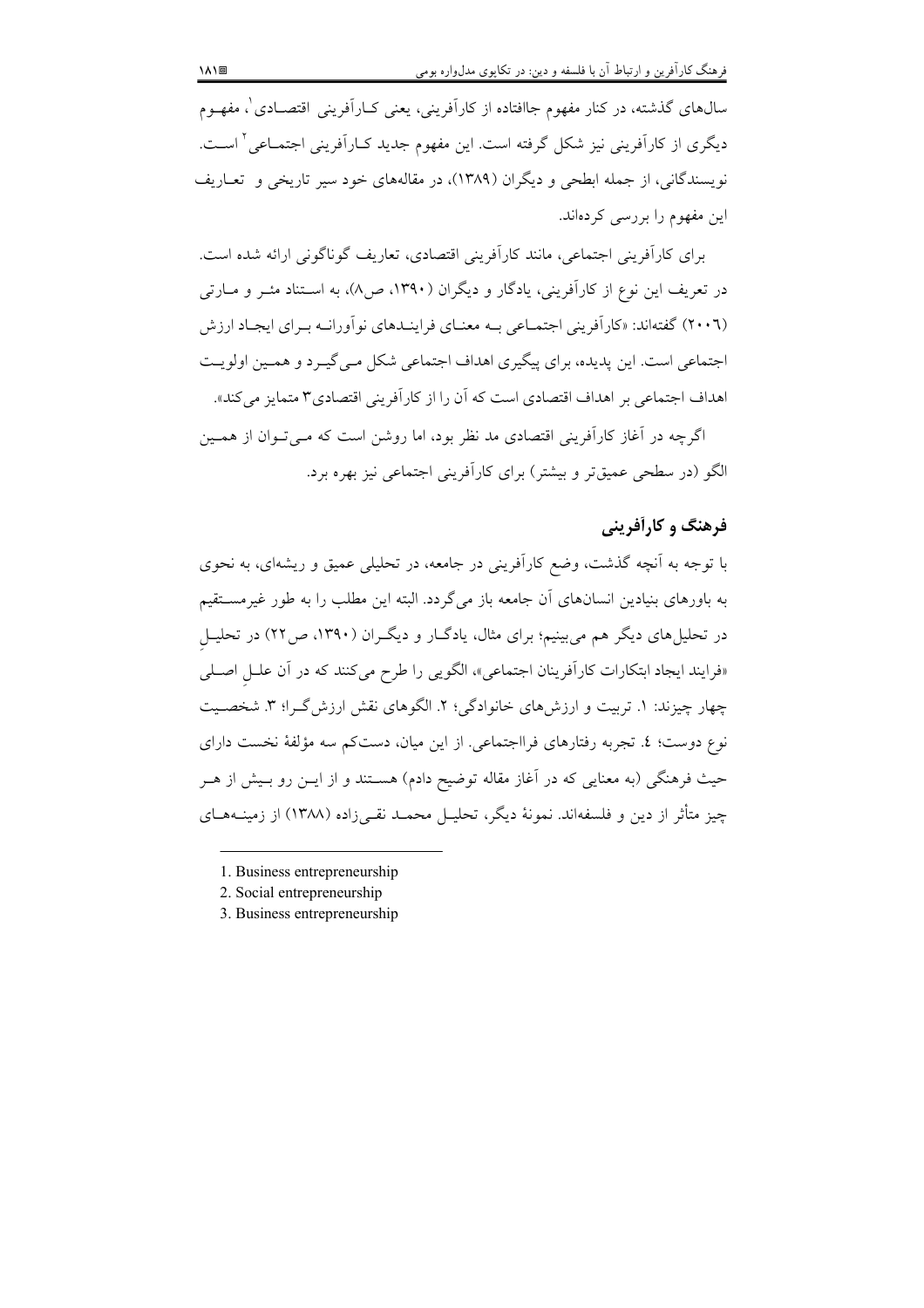سال‌های گذشته، در کنار مفهوم جاافتاده از کارآفرینی، یعنی کارآفرینی اقتصادی[1]، مفهوم دیگری از کارآفرینی نیز شکل گرفته است. این مفهوم جدید کارآفرینی اجتماعی[2] است. نویسندگانی، از جمله ابطحی و دیگران (۱۳۸۹)، در مقاله‌های خود سیر تاریخی و تعاریف این مفهوم را بررسی کرده‌اند.

برای کارآفرینی اجتماعی، مانند کارآفرینی اقتصادی، تعاریف گوناگونی ارائه شده است. در تعریف این نوع از کارآفرینی، یادگار و دیگران (۱۳۹۰، ص۸)، به استناد مئر و مارتی (۲۰۰۶) گفته‌اند: «کارآفرینی اجتماعی به معنای فرایندهای نوآورانه برای ایجاد ارزش اجتماعی است. این پدیده، برای پیگیری اهداف اجتماعی شکل می‌گیرد و همین اولویت اهداف اجتماعی بر اهداف اقتصادی است که آن را از کارآفرینی اقتصادی[3] متمایز می‌کند».

اگرچه در آغاز کارآفرینی اقتصادی مد نظر بود، اما روشن است که می‌توان از همین الگو (در سطحی عمیق‌تر و بیشتر) برای کارآفرینی اجتماعی نیز بهره برد.

## فرهنگ و کارآفرینی

با توجه به آنچه گذشت، وضع کارآفرینی در جامعه، در تحلیلی عمیق و ریشه‌ای، به نحوی به باورهای بنیادین انسان‌های آن جامعه باز می‌گردد. البته این مطلب را به طور غیرمستقیم در تحلیل‌های دیگر هم می‌بینیم؛ برای مثال، یادگار و دیگران (۱۳۹۰، ص۲۲) در تحلیلِ «فرایند ایجاد ابتکارات کارآفرینان اجتماعی»، الگویی را طرح می‌کنند که در آن عللِ اصلی چهار چیزند: ۱. تربیت و ارزش‌های خانوادگی؛ ۲. الگوهای نقش ارزش‌گرا؛ ۳. شخصیت نوع دوست؛ ۴. تجربه رفتارهای فرااجتماعی. از این میان، دست‌کم سه مؤلفهٔ نخست دارای حیث فرهنگی (به معنایی که در آغاز مقاله توضیح دادم) هستند و از این رو بیش از هر چیز متأثر از دین و فلسفه‌اند. نمونهٔ دیگر، تحلیل محمد نقی‌زاده (۱۳۸۸) از زمینه‌های

---

1. Business entrepreneurship
2. Social entrepreneurship
3. Business entrepreneurship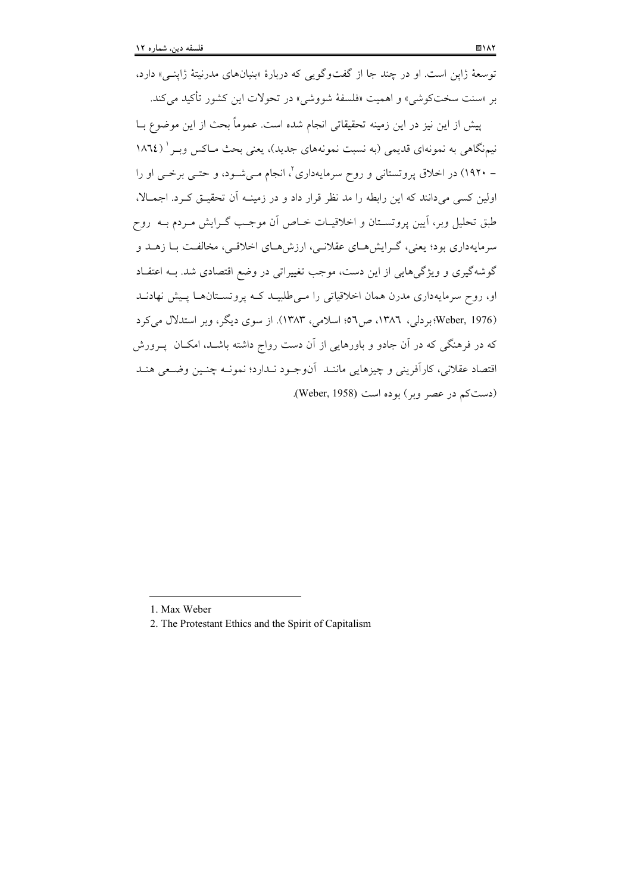توسعهٔ ژاپن است. او در چند جا از گفت‌وگویی که دربارهٔ «بنیان‌های مدرنیتهٔ ژاپنـی» دارد، بر «سنت سخت‌کوشی» و اهمیت «فلسفهٔ شووشی» در تحولات این کشور تأکید می‌کند.

پیش از این نیز در این زمینه تحقیقاتی انجام شده است. عموماً بحث از این موضوع بـا نیم‌نگاهی به نمونه‌ای قدیمی (به نسبت نمونه‌های جدید)، یعنی بحث مـاکس وبـر[1] (۱۸٦٤ – ۱۹۲۰) در اخلاق پروتستانی و روح سرمایه‌داری[2]، انجام مـی‌شـود، و حتـی برخـی او را اولین کسی می‌دانند که این رابطه را مد نظر قرار داد و در زمینـه آن تحقیـق کـرد. اجمـالا، طبق تحلیل وبر، آیین پروتسـتان و اخلاقیـات خـاص آن موجـب گـرایش مـردم بـه روح سرمایه‌داری بود؛ یعنی، گـرایش‌هـای عقلانـی، ارزش‌هـای اخلاقـی، مخالفـت بـا زهـد و گوشه‌گیری و ویژگی‌هایی از این دست، موجب تغییراتی در وضع اقتصادی شد. بـه اعتقـاد او، روح سرمایه‌داری مدرن همان اخلاقیاتی را مـی‌طلبیـد کـه پروتسـتان‌هـا پـیش نهادنـد (Weber, 1976؛ بردلی، ۱۳۸٦، ص٥٦؛ اسلامی، ۱۳۸۳). از سوی دیگر، وبر استدلال می‌کرد که در فرهنگی که در آن جادو و باورهایی از آن دست رواج داشته باشـد، امکـان پـرورش اقتصاد عقلانی، کارآفرینی و چیزهایی ماننـد آن‌وجـود نـدارد؛ نمونـه چنـین وضـعی هنـد (دست‌کم در عصر وبر) بوده است (Weber, 1958).

---

1. Max Weber
2. The Protestant Ethics and the Spirit of Capitalism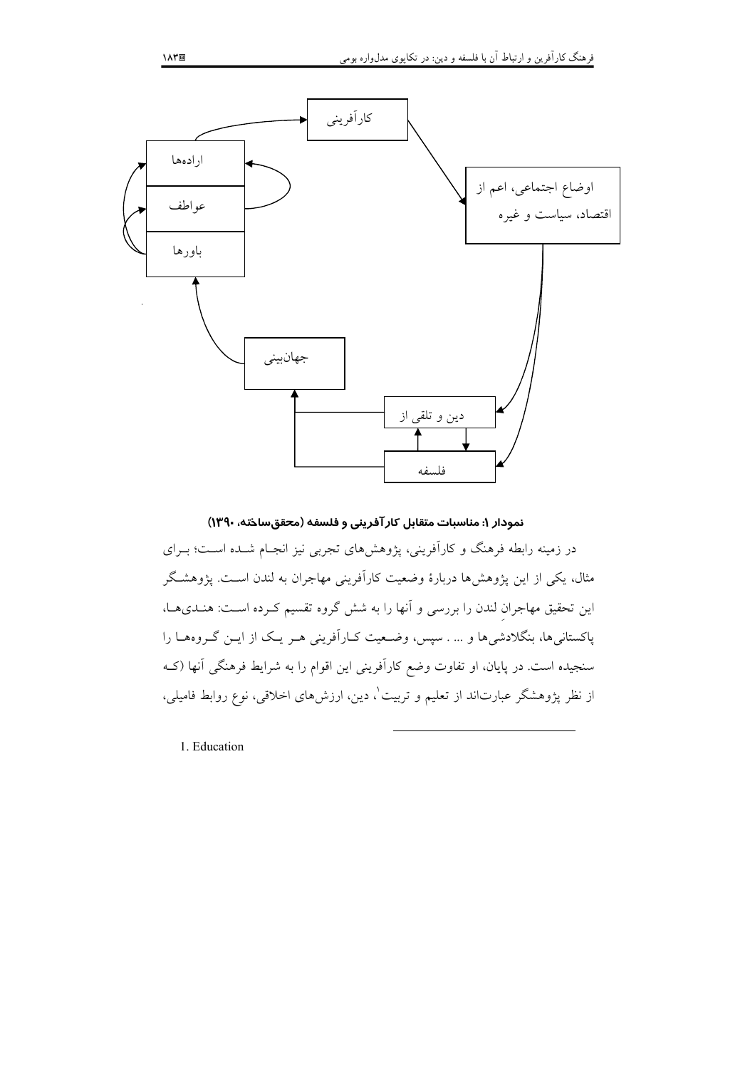کارآفرینی

اراده‌ها

عواطف

باورها

اوضاع اجتماعی، اعم از اقتصاد، سیاست و غیره

جهان‌بینی

دین و تلقی از

فلسفه

**نمودار ۱: مناسبات متقابل کارآفرینی و فلسفه (محقق‌ساخته، ۱۳۹۰)**

در زمینه رابطه فرهنگ و کارآفرینی، پژوهش‌های تجربی نیز انجام شده است؛ برای مثال، یکی از این پژوهش‌ها دربارهٔ وضعیت کارآفرینی مهاجران به لندن است. پژوهشگر این تحقیق مهاجرانِ لندن را بررسی و آنها را به شش گروه تقسیم کرده است: هندی‌ها، پاکستانی‌ها، بنگلادشی‌ها و ... . سپس، وضعیت کارآفرینی هر یک از این گروه‌ها را سنجیده است. در پایان، او تفاوت وضع کارآفرینی این اقوام را به شرایط فرهنگی آنها (که از نظر پژوهشگر عبارت‌اند از تعلیم و تربیت[1]، دین، ارزش‌های اخلاقی، نوع روابط فامیلی،

1. Education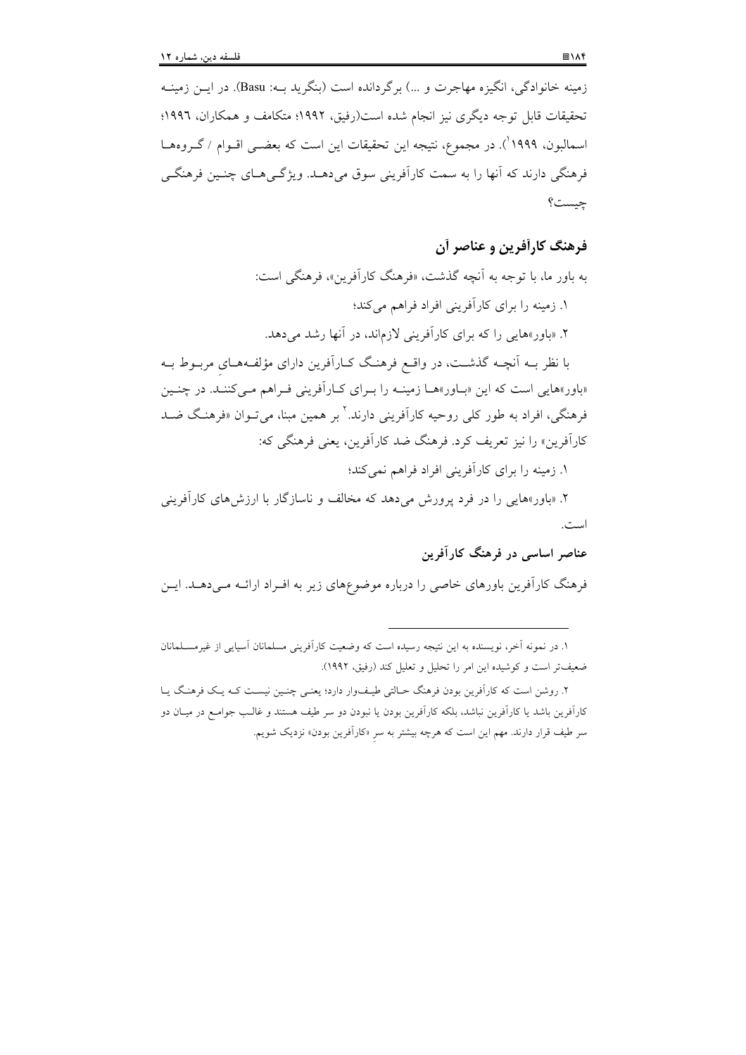زمینه خانوادگی، انگیزه مهاجرت و ...) برگردانده است (بنگرید بـه: Basu). در ایـن زمینـه تحقیقات قابل توجه دیگری نیز انجام شده است(رفیق، ۱۹۹۲؛ متکامف و همکاران، ۱۹۹۶؛ اسمالبون، ۱۹۹۹[۱]). در مجموع، نتیجه این تحقیقات این است که بعضـی اقـوام / گـروه‌ها فرهنگی دارند که آنها را به سمت کارآفرینی سوق می‌دهـد. ویژگـی‌هـای چنـین فرهنگـی چیست؟

## فرهنگ کارآفرین و عناصر آن

به باور ما، با توجه به آنچه گذشت، «فرهنگ کارآفرین»، فرهنگی است:

۱. زمینه را برای کارآفرینی افراد فراهم می‌کند؛

۲. «باور»هایی را که برای کارآفرینی لازم‌اند، در آنها رشد می‌دهد.

با نظر بـه آنچـه گذشـت، در واقـع فرهنـگ کـارآفرین دارای مؤلفـه‌هـای مربـوط بـه «باور»هایی است که این «بـاور»هـا زمینـه را بـرای کـارآفرینی فـراهم مـی‌کننـد. در چنـین فرهنگی، افراد به طور کلی روحیه کارآفرینی دارند.[۲] بر همین مبنا، می‌تـوان «فرهنـگ ضـد کارآفرین» را نیز تعریف کرد. فرهنگ ضد کارآفرین، یعنی فرهنگی که:

۱. زمینه را برای کارآفرینی افراد فراهم نمی‌کند؛

۲. «باور»هایی را در فرد پرورش می‌دهد که مخالف و ناسازگار با ارزش‌های کارآفرینی است.

### عناصر اساسی در فرهنگ کارآفرین

فرهنگ کارآفرین باورهای خاصی را درباره موضوع‌های زیر به افـراد ارائـه مـی‌دهـد. ایـن

---

۱. در نمونه آخر، نویسنده به این نتیجه رسیده است که وضعیت کارآفرینی مسلمانان آسیایی از غیرمسـلمانان ضعیف‌تر است و کوشیده این امر را تحلیل و تعلیل کند (رفیق، ۱۹۹۲).

۲. روشن است که کارآفرین بودن فرهنگ حـالتی طیـف‌وار دارد؛ یعنـی چنـین نیسـت کـه یـک فرهنـگ یـا کارآفرین باشد یا کارآفرین نباشد، بلکه کارآفرین بودن یا نبودن دو سر طیف هستند و غالـب جوامـع در میـان دو سر طیف قرار دارند. مهم این است که هرچه بیشتر به سرِ «کارآفرین بودن» نزدیک شویم.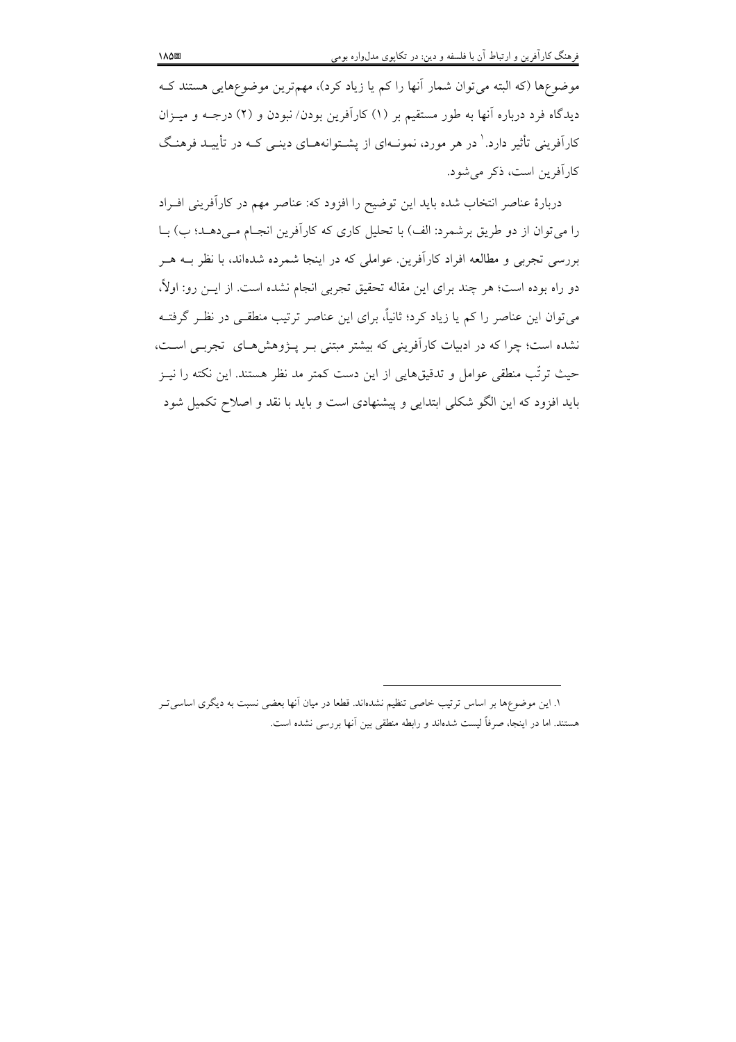موضوع‌ها (که البته می‌توان شمار آنها را کم یا زیاد کرد)، مهم‌ترین موضوع‌هایی هستند که دیدگاه فرد درباره آنها به طور مستقیم بر (۱) کارآفرین بودن/ نبودن و (۲) درجه و میزان کارآفرینی تأثیر دارد.[۱] در هر مورد، نمونه‌ای از پشتوانه‌های دینی که در تأیید فرهنگ کارآفرین است، ذکر می‌شود.

دربارهٔ عناصر انتخاب شده باید این توضیح را افزود که: عناصر مهم در کارآفرینی افراد را می‌توان از دو طریق برشمرد: الف) با تحلیل کاری که کارآفرین انجام می‌دهد؛ ب) با بررسی تجربی و مطالعه افراد کارآفرین. عواملی که در اینجا شمرده شده‌اند، با نظر به هر دو راه بوده است؛ هر چند برای این مقاله تحقیق تجربی انجام نشده است. از این رو: اولاً، می‌توان این عناصر را کم یا زیاد کرد؛ ثانیاً، برای این عناصر ترتیب منطقی در نظر گرفته نشده است؛ چرا که در ادبیات کارآفرینی که بیشتر مبتنی بر پژوهش‌های تجربی است، حیث ترتّب منطقی عوامل و تدقیق‌هایی از این دست کمتر مد نظر هستند. این نکته را نیز باید افزود که این الگو شکلی ابتدایی و پیشنهادی است و باید با نقد و اصلاح تکمیل شود

---

۱. این موضوع‌ها بر اساس ترتیب خاصی تنظیم نشده‌اند. قطعا در میان آنها بعضی نسبت به دیگری اساسی‌تر هستند. اما در اینجا، صرفاً لیست شده‌اند و رابطه منطقی بین آنها بررسی نشده است.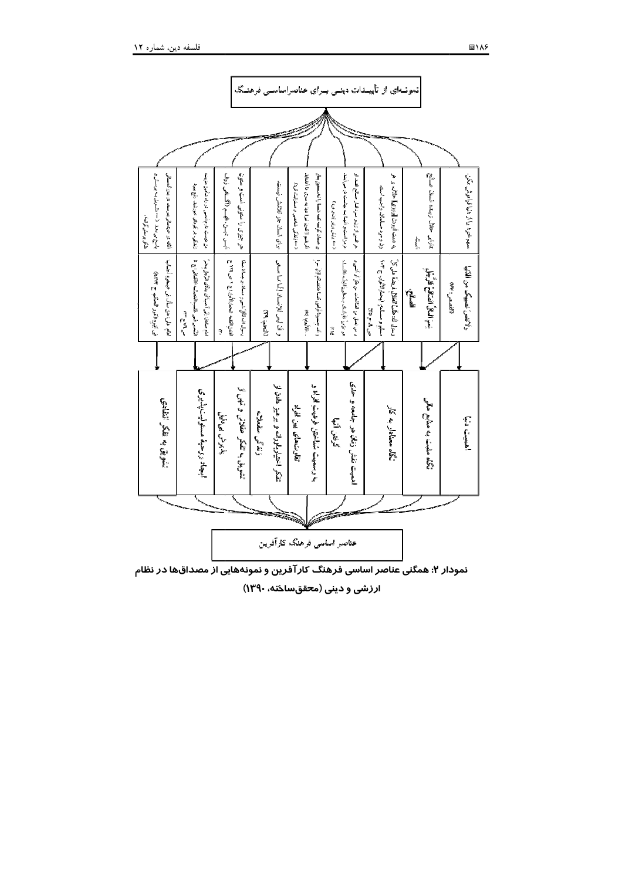**نمونه‌ای از تأییدات دینی برای عناصراساسی فرهنگ**

- ولا تنس نصیبک من الدنیا (قصص: ۷۷)
- نعم المال الصالح للرجل الصالح

**عناصر اساسی فرهنگ کارآفرین**

- اهمیت دنیا
- نگاه مثبت به منابع مالی
- نگاه معنادار به کار
- اهمیت نقش زنان در جامعه و حمایت از آنها
- به رسمیت شناختن تفاوت‌های بین افراد
- تفکر آینده‌نگرانه و عزم جدی در زندگی
- تشویق به تفکر عقلانی و تعقل
- ایجاد روحیهٔ مسئولیت‌پذیری
- تشویق به تفکر انتقادی

نمودار ۲: همگنی عناصر اساسی فرهنگ کارآفرین و نمونه‌هایی از مصداق‌ها در نظام ارزشی و دینی (محقق‌ساخته، ۱۳۹۰)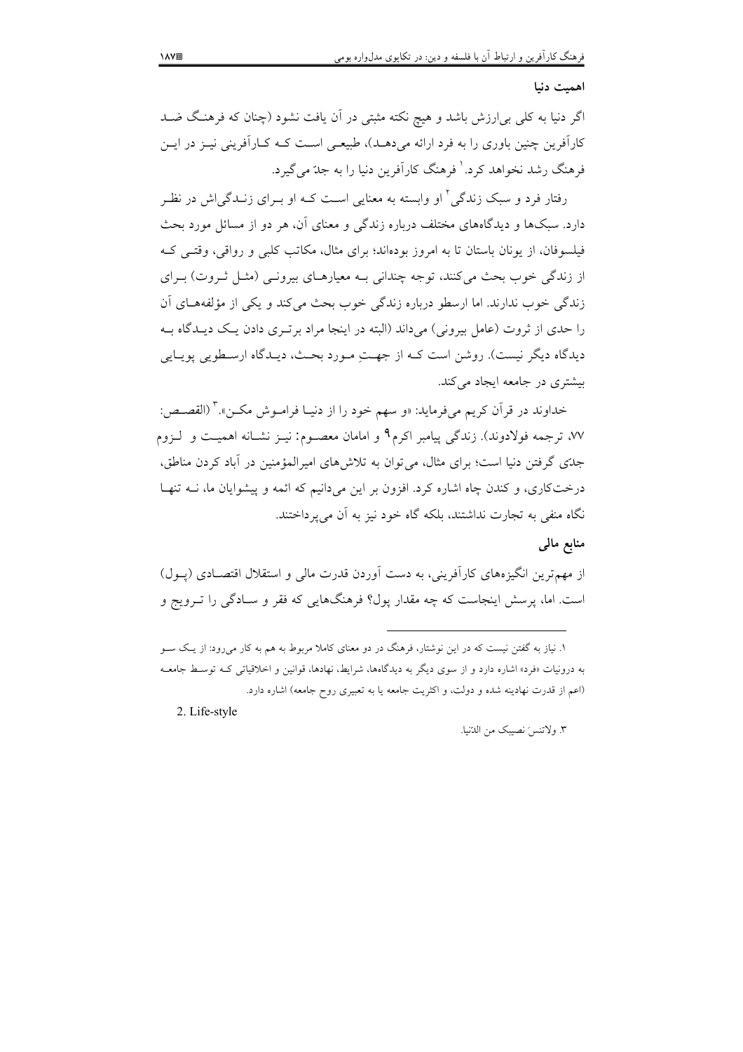## اهمیت دنیا

اگر دنیا به کلی بی‌ارزش باشد و هیچ نکته مثبتی در آن یافت نشود (چنان که فرهنگ ضد کارآفرین چنین باوری را به فرد ارائه می‌دهد)، طبیعی است که کارآفرینی نیز در این فرهنگ رشد نخواهد کرد.[1] فرهنگ کارآفرین دنیا را به جدّ می‌گیرد.

رفتار فرد و سبک زندگی[2] او وابسته به معنایی است که او برای زندگی‌اش در نظر دارد. سبک‌ها و دیدگاه‌های مختلف درباره زندگی و معنای آن، هر دو از مسائل مورد بحث فیلسوفان، از یونان باستان تا به امروز بوده‌اند؛ برای مثال، مکاتب کلبی و رواقی، وقتی که از زندگی خوب بحث می‌کنند، توجه چندانی به معیارهای بیرونی (مثل ثروت) برای زندگی خوب ندارند. اما ارسطو درباره زندگی خوب بحث می‌کند و یکی از مؤلفه‌های آن را حدی از ثروت (عامل بیرونی) می‌داند (البته در اینجا مراد برتری دادن یک دیدگاه به دیدگاه دیگر نیست). روشن است که از جهتِ مورد بحث، دیدگاه ارسطویی پویایی بیشتری در جامعه ایجاد می‌کند.

خداوند در قرآن کریم می‌فرماید: «و سهم خود را از دنیا فراموش مکن».[3] (القصص: ۷۷، ترجمه فولادوند). زندگی پیامبر اکرم(ص) و امامان معصوم: نیز نشانه اهمیت و لزوم جدّی گرفتن دنیا است؛ برای مثال، می‌توان به تلاش‌های امیرالمؤمنین در آباد کردن مناطق، درختکاری، و کندن چاه اشاره کرد. افزون بر این می‌دانیم که ائمه و پیشوایان ما، نه تنها نگاه منفی به تجارت نداشتند، بلکه گاه خود نیز به آن می‌پرداختند.

## منابع مالی

از مهم‌ترین انگیزه‌های کارآفرینی، به دست آوردن قدرت مالی و استقلال اقتصادی (پول) است. اما، پرسش اینجاست که چه مقدار پول؟ فرهنگ‌هایی که فقر و سادگی را ترویج و

---

۱. نیاز به گفتن نیست که در این نوشتار، فرهنگ در دو معنای کاملا مربوط به هم به کار می‌رود: از یک سو به درونیات «فرد» اشاره دارد و از سوی دیگر به دیدگاه‌ها، شرایط، نهادها، قوانین و اخلاقیاتی که توسط جامعه (اعم از قدرت نهادینه شده و دولت، و اکثریت جامعه یا به تعبیری روح جامعه) اشاره دارد.

2. Life-style

۳. ولاتنسَ نصیبک من الدّنیا.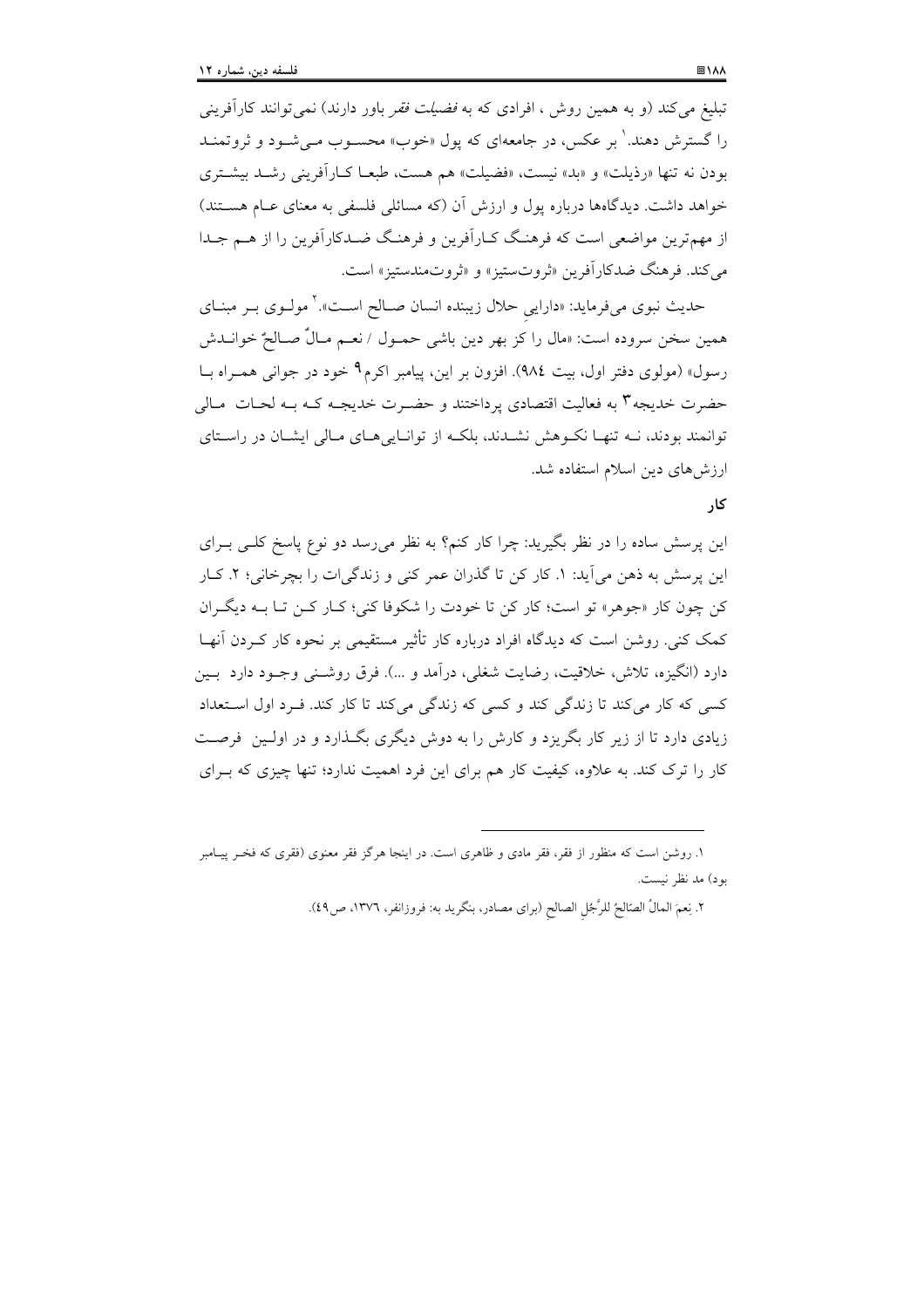تبلیغ می‌کند (و به همین روش ، افرادی که به *فضیلت فقر* باور دارند) نمی‌توانند کارآفرینی را گسترش دهند.[1] بر عکس، در جامعه‌ای که پول «خوب» محسوب می‌شود و ثروتمند بودن نه تنها «رذیلت» و «بد» نیست، «فضیلت» هم هست، طبعا کارآفرینی رشد بیشتری خواهد داشت. دیدگاه‌ها درباره پول و ارزش آن (که مسائلی فلسفی به معنای عام هستند) از مهم‌ترین مواضعی است که فرهنگ کارآفرین و فرهنگ ضدکارآفرین را از هم جدا می‌کند. فرهنگ ضدکارآفرین «ثروت‌ستیز» و «ثروتمندستیز» است.

حدیث نبوی می‌فرماید: «دارایی حلال زیبنده انسان صالح است».[2] مولوی بر مبنای همین سخن سروده است: «مال را کز بهر دین باشی حمول / نعم مالٌ صالحٌ خواندش رسول» (مولوی دفتر اول، بیت ۹۸٤). افزون بر این، پیامبر اکرم ﷺ خود در جوانی همراه با حضرت خدیجه ؑ به فعالیت اقتصادی پرداختند و حضرت خدیجه که به لحاظ مالی توانمند بودند، نه تنها نکوهش نشدند، بلکه از توانایی‌های مالی ایشان در راستای ارزش‌های دین اسلام استفاده شد.

## کار

این پرسش ساده را در نظر بگیرید: چرا کار کنم؟ به نظر می‌رسد دو نوع پاسخ کلی برای این پرسش به ذهن می‌آید: ۱. کار کن تا گذران عمر کنی و زندگی‌ات را بچرخانی؛ ۲. کار کن چون کار «جوهر» تو است؛ کار کن تا خودت را شکوفا کنی؛ کار کن تا به دیگران کمک کنی. روشن است که دیدگاه افراد درباره کار تأثیر مستقیمی بر نحوه کار کردن آنها دارد (انگیزه، تلاش، خلاقیت، رضایت شغلی، درآمد و ...). فرق روشنی وجود دارد بین کسی که کار می‌کند تا زندگی کند و کسی که زندگی می‌کند تا کار کند. فرد اول استعداد زیادی دارد تا از زیر کار بگریزد و کارش را به دوش دیگری بگذارد و در اولین فرصت کار را ترک کند. به علاوه، کیفیت کار هم برای این فرد اهمیت ندارد؛ تنها چیزی که برای

---

۱. روشن است که منظور از فقر، فقر مادی و ظاهری است. در اینجا هرگز فقر معنوی (فقری که فخر پیامبر بود) مد نظر نیست.

۲. نِعمَ المالُ الصّالحُ للرَّجُلِ الصالحِ (برای مصادر، بنگرید به: فروزانفر، ۱۳۷٦، ص٤٩).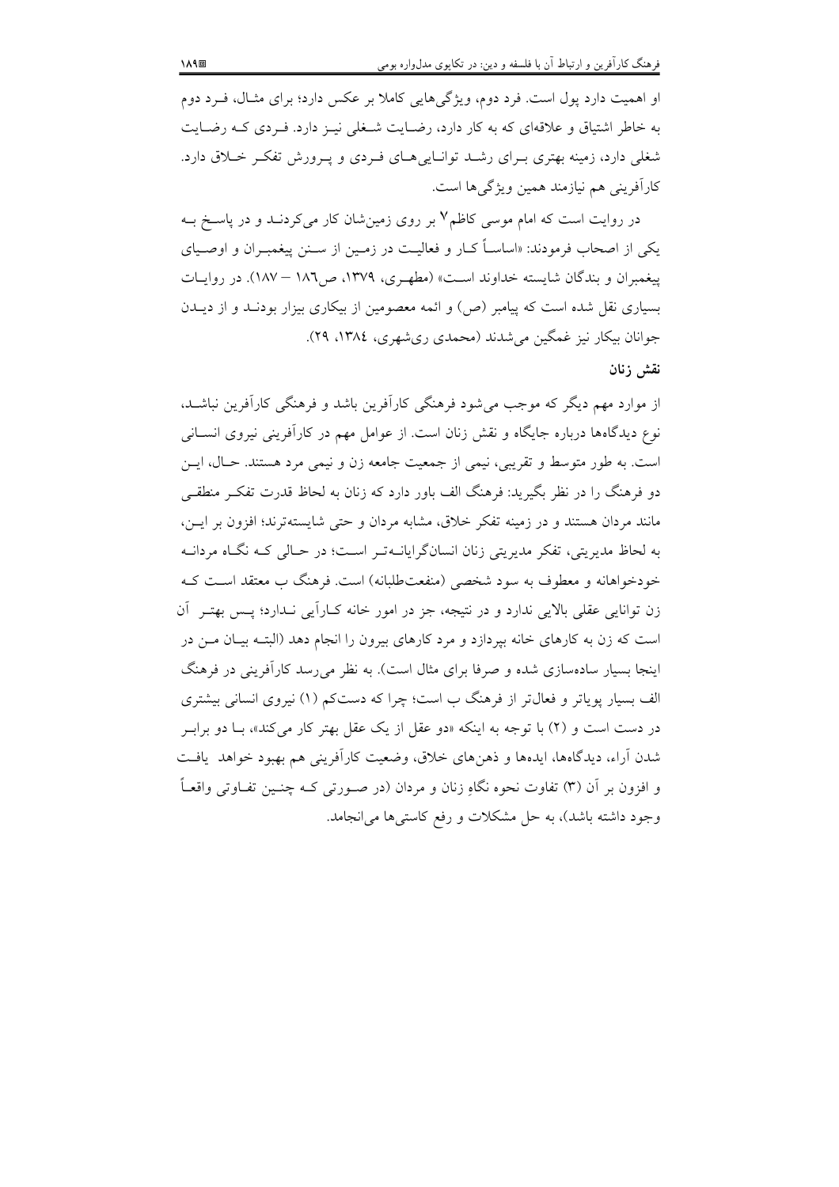او اهمیت دارد پول است. فرد دوم، ویژگی‌هایی کاملا بر عکس دارد؛ برای مثال، فرد دوم به خاطر اشتیاق و علاقه‌ای که به کار دارد، رضایت شغلی نیز دارد. فردی که رضایت شغلی دارد، زمینه بهتری برای رشد توانایی‌های فردی و پرورش تفکر خلاق دارد. کارآفرینی هم نیازمند همین ویژگی‌ها است.

در روایت است که امام موسی کاظم[۷] بر روی زمین‌شان کار می‌کردند و در پاسخ به یکی از اصحاب فرمودند: «اساساً کار و فعالیت در زمین از سنن پیغمبران و اوصیای پیغمبران و بندگان شایسته خداوند است» (مطهری، ۱۳۷۹، ص۱۸۶ – ۱۸۷). در روایات بسیاری نقل شده است که پیامبر (ص) و ائمه معصومین از بیکاری بیزار بودند و از دیدن جوانان بیکار نیز غمگین می‌شدند (محمدی ری‌شهری، ۱۳۸٤، ۲۹).

### نقش زنان

از موارد مهم دیگر که موجب می‌شود فرهنگی کارآفرین باشد و فرهنگی کارآفرین نباشد، نوع دیدگاه‌ها درباره جایگاه و نقش زنان است. از عوامل مهم در کارآفرینی نیروی انسانی است. به طور متوسط و تقریبی، نیمی از جمعیت جامعه زن و نیمی مرد هستند. حال، این دو فرهنگ را در نظر بگیرید: فرهنگ الف باور دارد که زنان به لحاظ قدرت تفکر منطقی مانند مردان هستند و در زمینه تفکر خلاق، مشابه مردان و حتی شایسته‌ترند؛ افزون بر این، به لحاظ مدیریتی، تفکر مدیریتی زنان انسان‌گرایانه‌تر است؛ در حالی که نگاه مردانه خودخواهانه و معطوف به سود شخصی (منفعت‌طلبانه) است. فرهنگ ب معتقد است که زن توانایی عقلی بالایی ندارد و در نتیجه، جز در امور خانه کارآیی ندارد؛ پس بهتر آن است که زن به کارهای خانه بپردازد و مرد کارهای بیرون را انجام دهد (البته بیان من در اینجا بسیار ساده‌سازی شده و صرفا برای مثال است). به نظر می‌رسد کارآفرینی در فرهنگ الف بسیار پویاتر و فعال‌تر از فرهنگ ب است؛ چرا که دست‌کم (۱) نیروی انسانی بیشتری در دست است و (۲) با توجه به اینکه «دو عقل از یک عقل بهتر کار می‌کند»، با دو برابر شدن آراء، دیدگاه‌ها، ایده‌ها و ذهن‌های خلاق، وضعیت کارآفرینی هم بهبود خواهد یافت و افزون بر آن (۳) تفاوت نحوه نگاهِ زنان و مردان (در صورتی که چنین تفاوتی واقعاً وجود داشته باشد)، به حل مشکلات و رفع کاستی‌ها می‌انجامد.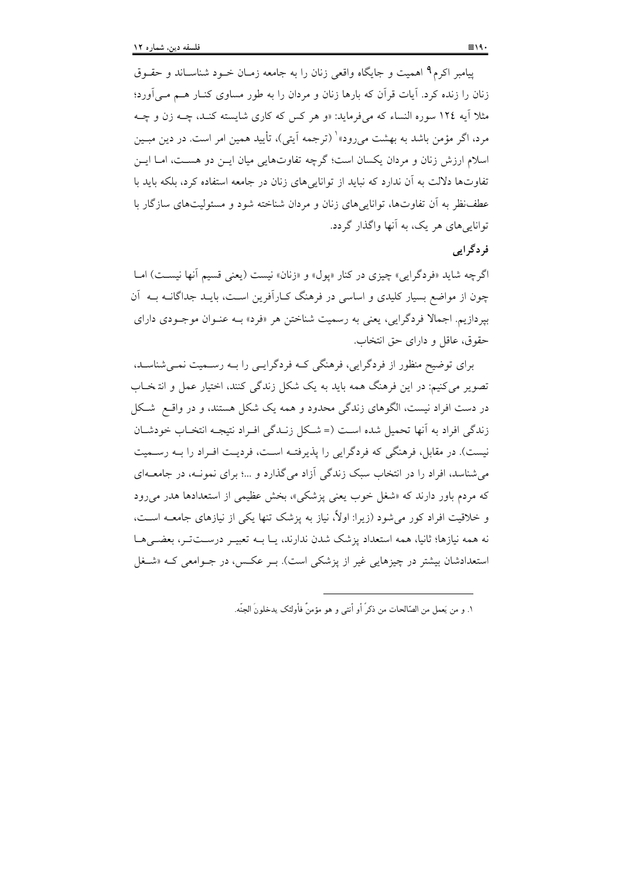پیامبر اکرم(ص) اهمیت و جایگاه واقعی زنان را به جامعه زمان خود شناساند و حقوق زنان را زنده کرد. آیات قرآن که بارها زنان و مردان را به طور مساوی کنار هم می‌آورد؛ مثلا آیه ۱۲۴ سوره النساء که می‌فرماید: «و هر کس که کاری شایسته کند، چه زن و چه مرد، اگر مؤمن باشد به بهشت می‌رود»[1] (ترجمه آیتی)، تأیید همین امر است. در دین مبین اسلام ارزش زنان و مردان یکسان است؛ گرچه تفاوت‌هایی میان این دو هست، اما این تفاوت‌ها دلالت به آن ندارد که نباید از توانایی‌های زنان در جامعه استفاده کرد، بلکه باید با عطف‌نظر به آن تفاوت‌ها، توانایی‌های زنان و مردان شناخته شود و مسئولیت‌های سازگار با توانایی‌های هر یک، به آنها واگذار گردد.

### فردگرایی

اگرچه شاید «فردگرایی» چیزی در کنار «پول» و «زنان» نیست (یعنی قسیم آنها نیست) اما چون از مواضع بسیار کلیدی و اساسی در فرهنگ کارآفرین است، باید جداگانه به آن بپردازیم. اجمالا فردگرایی، یعنی به رسمیت شناختن هر «فرد» به عنوان موجودی دارای حقوق، عاقل و دارای حق انتخاب.

برای توضیح منظور از فردگرایی، فرهنگی که فردگرایی را به رسمیت نمی‌شناسد، تصویر می‌کنیم: در این فرهنگ همه باید به یک شکل زندگی کنند، اختیار عمل و انتخاب در دست افراد نیست، الگوهای زندگی محدود و همه یک شکل هستند، و در واقع شکل زندگی افراد به آنها تحمیل شده است (= شکل زندگی افراد نتیجه انتخاب خودشان نیست). در مقابل، فرهنگی که فردگرایی را پذیرفته است، فردیت افراد را به رسمیت می‌شناسد، افراد را در انتخاب سبک زندگی آزاد می‌گذارد و ...؛ برای نمونه، در جامعه‌ای که مردم باور دارند که «شغل خوب یعنی پزشکی»، بخش عظیمی از استعدادها هدر می‌رود و خلاقیت افراد کور می‌شود (زیرا: اولاً، نیاز به پزشک تنها یکی از نیازهای جامعه است، نه همه نیازها؛ ثانیا، همه استعداد پزشک شدن ندارند، یا به تعبیر درست‌تر، بعضی‌ها استعدادشان بیشتر در چیزهایی غیر از پزشکی است). بر عکس، در جوامعی که «شغل

---

۱. و من یَعمل من الصّالحات من ذکرٍ أو أنثی و هو مؤمنٌ فأولئک یدخلونَ الجنّه.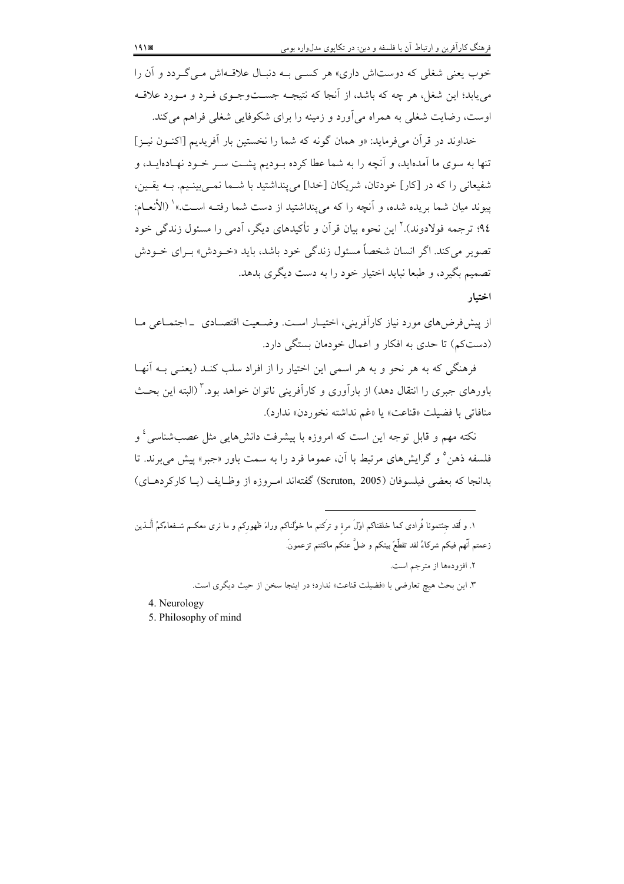خوب یعنی شغلی که دوست‌اش داری» هر کسی به دنبال علاقه‌اش می‌گردد و آن را می‌یابد؛ این شغل، هر چه که باشد، از آنجا که نتیجه جست‌وجوی فرد و مورد علاقه اوست، رضایت شغلی به همراه می‌آورد و زمینه را برای شکوفایی شغلی فراهم می‌کند.

خداوند در قرآن می‌فرماید: «و همان گونه که شما را نخستین بار آفریدیم [اکنون نیز] تنها به سوی ما آمده‌اید، و آنچه را به شما عطا کرده بودیم پشت سر خود نهاده‌اید، و شفیعانی را که در [کار] خودتان، شریکان [خدا] می‌پنداشتید با شما نمی‌بینیم. به یقین، پیوند میان شما بریده شده، و آنچه را که می‌پنداشتید از دست شما رفته است.»[1] (الأنعام: ٩٤؛ ترجمه فولادوند).[2] این نحوه بیان قرآن و تأکیدهای دیگر، آدمی را مسئول زندگی خود تصویر می‌کند. اگر انسان شخصاً مسئول زندگی خود باشد، باید «خودش» برای خودش تصمیم بگیرد، و طبعا نباید اختیار خود را به دست دیگری بدهد.

### اختیار

از پیش‌فرض‌های مورد نیاز کارآفرینی، اختیار است. وضعیت اقتصادی ـ اجتماعی ما (دست‌کم) تا حدی به افکار و اعمال خودمان بستگی دارد.

فرهنگی که به هر نحو و به هر اسمی این اختیار را از افراد سلب کند (یعنی به آنها باورهای جبری را انتقال دهد) از بارآوری و کارآفرینی ناتوان خواهد بود.[3] (البته این بحث منافاتی با فضیلت «قناعت» یا «غم نداشته نخوردن» ندارد).

نکته مهم و قابل توجه این است که امروزه با پیشرفت دانش‌هایی مثل عصب‌شناسی[4] و فلسفه ذهن[5] و گرایش‌های مرتبط با آن، عموما فرد را به سمت باور «جبر» پیش می‌برند. تا بدانجا که بعضی فیلسوفان (Scruton, 2005) گفته‌اند امروزه از وظایف (یا کارکردهای)

---

١. و لَقد جئتمونا فُرادی کما خلقناکم اوّلَ مرةٍ و ترکتم ما خوّلناکم وراءَ ظهورکم و ما نری معکم شفعاءَکمُ الّذین زعمتم أنّهم فیکم شرکاءُ لقد تقطّعَ بینکم و ضلَّ عنکم ماکنتم تزعمونَ.

٢. افزوده‌ها از مترجم است.

٣. این بحث هیچ تعارضی با «فضیلت قناعت» ندارد؛ در اینجا سخن از حیث دیگری است.

4. Neurology

5. Philosophy of mind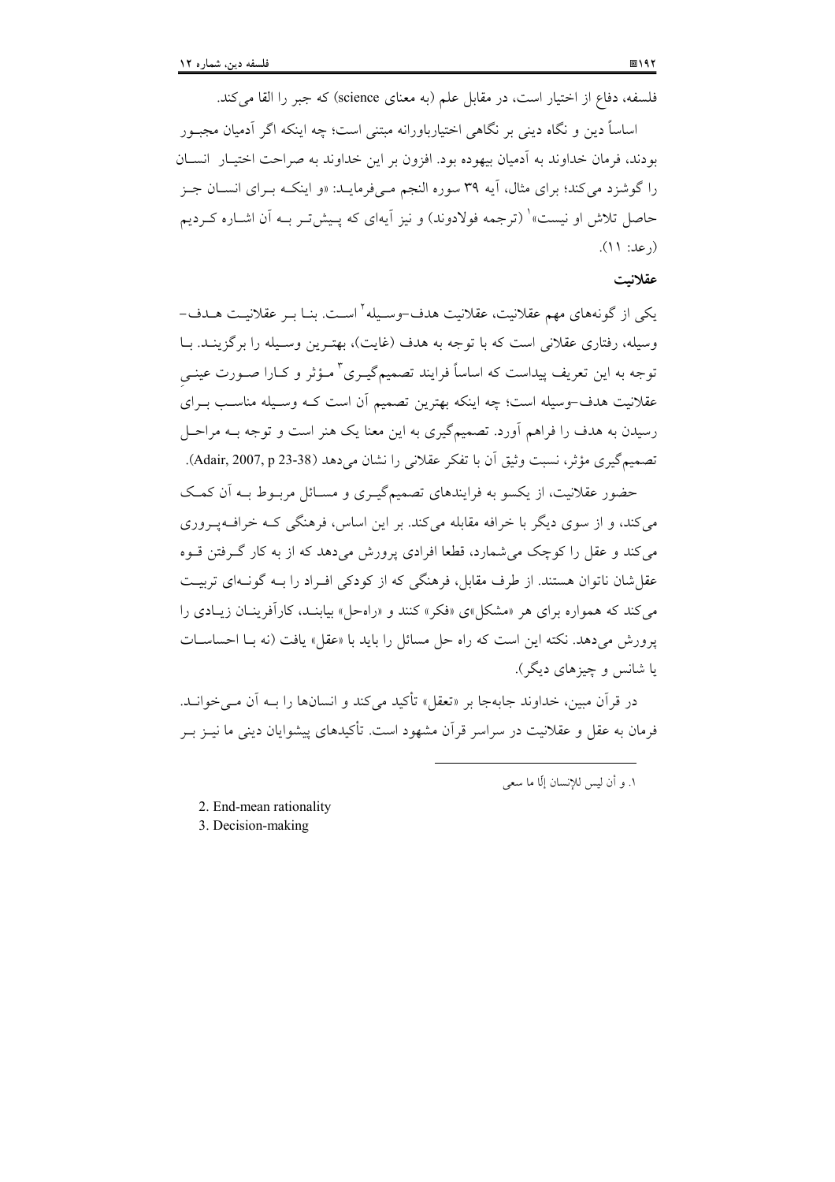فلسفه، دفاع از اختیار است، در مقابل علم (به معنای science) که جبر را القا می‌کند.

اساساً دین و نگاه دینی بر نگاهی اختیارباورانه مبتنی است؛ چه اینکه اگر آدمیان مجبور بودند، فرمان خداوند به آدمیان بیهوده بود. افزون بر این خداوند به صراحت اختیار انسان را گوشزد می‌کند؛ برای مثال، آیه ۳۹ سوره النجم می‌فرماید: «و اینکه برای انسان جز حاصل تلاش او نیست»[1] (ترجمه فولادوند) و نیز آیه‌ای که پیش‌تر به آن اشاره کردیم (رعد: ۱۱).

### عقلانیت

یکی از گونه‌های مهم عقلانیت، عقلانیت هدف–وسیله[2] است. بنا بر عقلانیت هدف–وسیله، رفتاری عقلانی است که با توجه به هدف (غایت)، بهترین وسیله را برگزیند. با توجه به این تعریف پیداست که اساساً فرایند تصمیم‌گیری[3] مؤثر و کارا صورت عینیِ عقلانیت هدف–وسیله است؛ چه اینکه بهترین تصمیم آن است که وسیله مناسب برای رسیدن به هدف را فراهم آورد. تصمیم‌گیری به این معنا یک هنر است و توجه به مراحل تصمیم‌گیری مؤثر، نسبت وثیق آن با تفکر عقلانی را نشان می‌دهد (Adair, 2007, p 23-38).

حضور عقلانیت، از یکسو به فرایندهای تصمیم‌گیری و مسائل مربوط به آن کمک می‌کند، و از سوی دیگر با خرافه مقابله می‌کند. بر این اساس، فرهنگی که خرافه‌پروری می‌کند و عقل را کوچک می‌شمارد، قطعا افرادی پرورش می‌دهد که از به کار گرفتن قوه عقل‌شان ناتوان هستند. از طرف مقابل، فرهنگی که از کودکی افراد را به گونه‌ای تربیت می‌کند که همواره برای هر «مشکل»ی «فکر» کنند و «راه‌حل» بیابند، کارآفرینان زیادی را پرورش می‌دهد. نکته این است که راه حل مسائل را باید با «عقل» یافت (نه با احساسات یا شانس و چیزهای دیگر).

در قرآن مبین، خداوند جابه‌جا بر «تعقل» تأکید می‌کند و انسان‌ها را به آن می‌خواند. فرمان به عقل و عقلانیت در سراسر قرآن مشهود است. تأکیدهای پیشوایان دینی ما نیز بر

---

۱. و أن لیس للإنسان إلّا ما سعی

2. End-mean rationality

3. Decision-making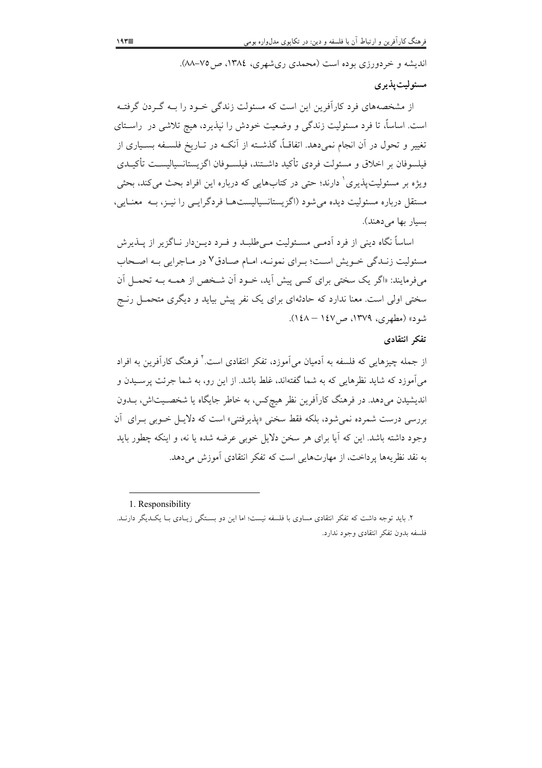اندیشه و خردورزی بوده است (محمدی ری‌شهری، ۱۳۸٤، ص۷۵–۸۸).

### مسئولیت‌پذیری

از مشخصه‌های فرد کارآفرین این است که مسئولت زندگی خـود را بـه گـردن گرفتـه است. اساساً، تا فرد مسئولیت زندگی و وضعیت خودش را نپذیرد، هیچ تلاشی در راسـتای تغییر و تحول در آن انجام نمی‌دهد. اتفاقـاً، گذشـته از آنکـه در تـاریخ فلسـفه بسـیاری از فیلسوفان بر اخلاق و مسئولت فردی تأکید داشـتند، فیلسـوفان اگزیستانسیالیسـت تأکیـدی ویژه بر مسئولیت‌پذیری[1] دارند؛ حتی در کتاب‌هایی که درباره این افراد بحث می‌کند، بحثی مستقل درباره مسئولیت دیده می‌شود (اگزیستانسیالیست‌هـا فردگرایـی را نیـز، بـه معنـایی، بسیار بها می‌دهند).

اساساً نگاه دینی از فرد آدمـی مسـئولیت مـی‌طلبـد و فـرد دیـن‌دار نـاگزیر از پـذیرش مسئولیت زنـدگی خـویش اسـت؛ بـرای نمونـه، امـام صـادق (ع) در مـاجرایی بـه اصـحاب می‌فرمایند: «اگر یک سختی برای کسی پیش آید، خـود آن شـخص از همـه بـه تحمـل آن سختی اولی است. معنا ندارد که حادثه‌ای برای یک نفر پیش بیاید و دیگری متحمـل رنـج شود» (مطهری، ۱۳۷۹، ص۱٤۷ – ۱٤۸).

### تفکر انتقادی

از جمله چیزهایی که فلسفه به آدمیان می‌آموزد، تفکر انتقادی است.[2] فرهنگ کارآفرین به افراد می‌آموزد که شاید نظرهایی که به شما گفته‌اند، غلط باشد. از این رو، به شما جرئت پرسـیدن و اندیشیدن می‌دهد. در فرهنگ کارآفرین نظر هیچ‌کس، به خاطر جایگاه یا شخصـیت‌اش، بـدون بررسی درست شمرده نمی‌شود، بلکه فقط سخنی «پذیرفتنی» است که دلایـل خـوبی بـرای آن وجود داشته باشد. این که آیا برای هر سخن دلایل خوبی عرضه شده یا نه، و اینکه چطور باید به نقد نظریه‌ها پرداخت، از مهارت‌هایی است که تفکر انتقادی آموزش می‌دهد.

---

1. Responsibility

۲. باید توجه داشت که تفکر انتقادی مساوی با فلسفه نیست؛ اما این دو بستگی زیـادی بـا یکـدیگر دارنـد. فلسفه بدون تفکر انتقادی وجود ندارد.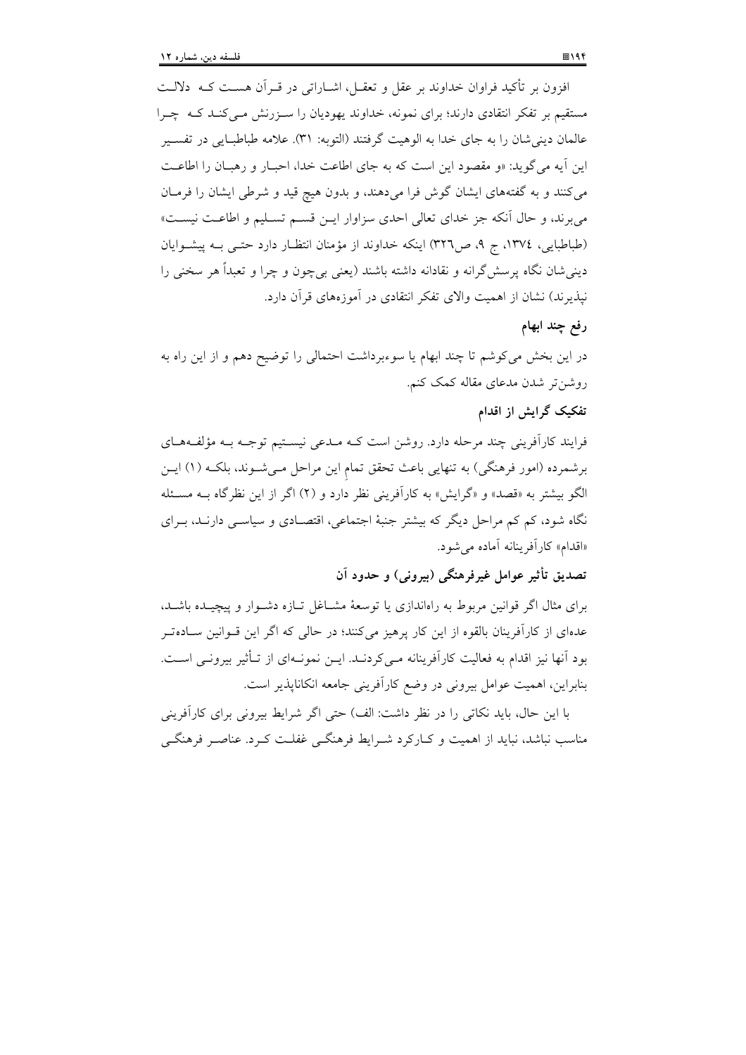افزون بر تأکید فراوان خداوند بر عقل و تعقل، اشاراتی در قرآن هست که دلالت مستقیم بر تفکر انتقادی دارند؛ برای نمونه، خداوند یهودیان را سرزنش می‌کند که چرا عالمان دینی‌شان را به جای خدا به الوهیت گرفتند (التوبه: ۳۱). علامه طباطبایی در تفسیر این آیه می‌گوید: «و مقصود این است که به جای اطاعت خدا، احبار و رهبان را اطاعت می‌کنند و به گفته‌های ایشان گوش فرا می‌دهند، و بدون هیچ قید و شرطی ایشان را فرمان می‌برند، و حال آنکه جز خدای تعالی احدی سزاوار این قسم تسلیم و اطاعت نیست» (طباطبایی، ۱۳۷٤، ج ۹، ص۳۲٦) اینکه خداوند از مؤمنان انتظار دارد حتی به پیشوایان دینی‌شان نگاه پرسش‌گرانه و نقادانه داشته باشند (یعنی بی‌چون و چرا و تعبداً هر سخنی را نپذیرند) نشان از اهمیت والای تفکر انتقادی در آموزه‌های قرآن دارد.

## رفع چند ابهام

در این بخش می‌کوشم تا چند ابهام یا سوءبرداشت احتمالی را توضیح دهم و از این راه به روشن‌تر شدن مدعای مقاله کمک کنم.

### تفکیک گرایش از اقدام

فرایند کارآفرینی چند مرحله دارد. روشن است که مدعی نیستیم توجه به مؤلفه‌های برشمرده (امور فرهنگی) به تنهایی باعث تحقق تمامِ این مراحل می‌شوند، بلکه (۱) این الگو بیشتر به «قصد» و «گرایش» به کارآفرینی نظر دارد و (۲) اگر از این نظرگاه به مسئله نگاه شود، کم کم مراحل دیگر که بیشتر جنبهٔ اجتماعی، اقتصادی و سیاسی دارند، برای «اقدام» کارآفرینانه آماده می‌شود.

### تصدیق تأثیر عوامل غیرفرهنگی (بیرونی) و حدود آن

برای مثال اگر قوانین مربوط به راه‌اندازی یا توسعهٔ مشاغل تازه دشوار و پیچیده باشد، عده‌ای از کارآفرینان بالقوه از این کار پرهیز می‌کنند؛ در حالی که اگر این قوانین ساده‌تر بود آنها نیز اقدام به فعالیت کارآفرینانه می‌کردند. این نمونه‌ای از تأثیر بیرونی است. بنابراین، اهمیت عوامل بیرونی در وضع کارآفرینی جامعه انکاناپذیر است.

با این حال، باید نکاتی را در نظر داشت: الف) حتی اگر شرایط بیرونی برای کارآفرینی مناسب نباشد، نباید از اهمیت و کارکرد شرایط فرهنگی غفلت کرد. عناصر فرهنگی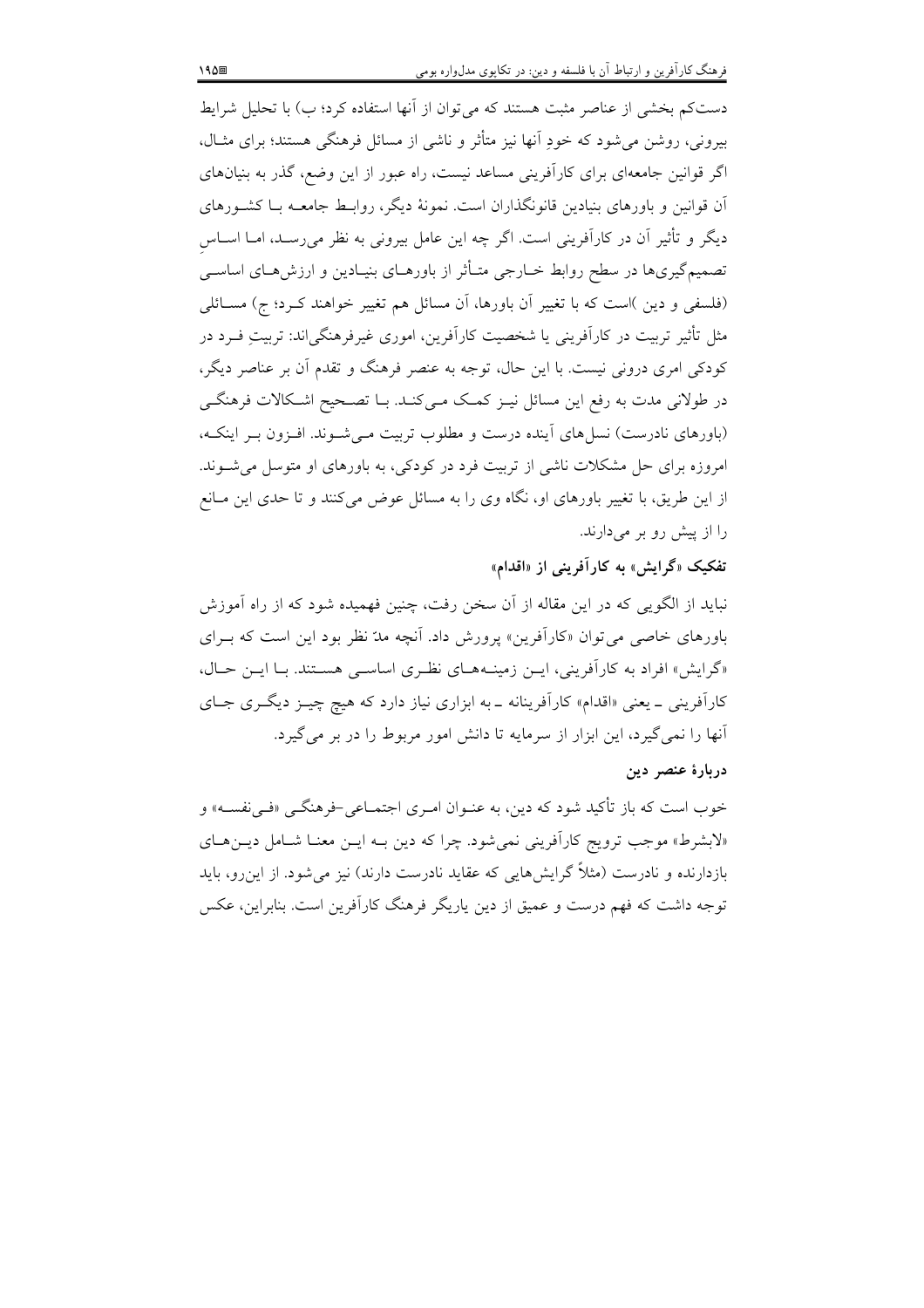دست‌کم بخشی از عناصر مثبت هستند که می‌توان از آنها استفاده کرد؛ ب) با تحلیل شرایط بیرونی، روشن می‌شود که خودِ آنها نیز متأثر و ناشی از مسائل فرهنگی هستند؛ برای مثال، اگر قوانین جامعه‌ای برای کارآفرینی مساعد نیست، راه عبور از این وضع، گذر به بنیان‌های آن قوانین و باورهای بنیادین قانونگذاران است. نمونهٔ دیگر، روابط جامعه با کشورهای دیگر و تأثیر آن در کارآفرینی است. اگر چه این عامل بیرونی به نظر می‌رسد، اما اساسِ تصمیم‌گیری‌ها در سطح روابط خارجی متأثر از باورهای بنیادین و ارزش‌های اساسی (فلسفی و دین )است که با تغییر آن باورها، آن مسائل هم تغییر خواهند کرد؛ ج) مسائلی مثل تأثیر تربیت در کارآفرینی یا شخصیت کارآفرین، اموری غیرفرهنگی‌اند: تربیتِ فرد در کودکی امری درونی نیست. با این حال، توجه به عنصر فرهنگ و تقدم آن بر عناصر دیگر، در طولانی مدت به رفع این مسائل نیز کمک می‌کند. با تصحیح اشکالات فرهنگی (باورهای نادرست) نسل‌های آینده درست و مطلوب تربیت می‌شوند. افزون بر اینکه، امروزه برای حل مشکلات ناشی از تربیت فرد در کودکی، به باورهای او متوسل می‌شوند. از این طریق، با تغییر باورهای او، نگاه وی را به مسائل عوض می‌کنند و تا حدی این مانع را از پیش رو بر می‌دارند.

### تفکیک «گرایش» به کارآفرینی از «اقدام»

نباید از الگویی که در این مقاله از آن سخن رفت، چنین فهمیده شود که از راه آموزش باورهای خاصی می‌توان «کارآفرین» پرورش داد. آنچه مدّ نظر بود این است که برای «گرایش» افراد به کارآفرینی، این زمینه‌های نظری اساسی هستند. با این حال، کارآفرینی ـ یعنی «اقدام» کارآفرینانه ـ به ابزاری نیاز دارد که هیچ چیز دیگری جای آنها را نمی‌گیرد، این ابزار از سرمایه تا دانش امور مربوط را در بر می‌گیرد.

### دربارهٔ عنصر دین

خوب است که باز تأکید شود که دین، به عنوان امری اجتماعی-فرهنگی «فی‌نفسه» و «لابشرط» موجب ترویج کارآفرینی نمی‌شود. چرا که دین به این معنا شامل دین‌های بازدارنده و نادرست (مثلاً گرایش‌هایی که عقاید نادرست دارند) نیز می‌شود. از این‌رو، باید توجه داشت که فهم درست و عمیق از دین یاریگر فرهنگ کارآفرین است. بنابراین، عکس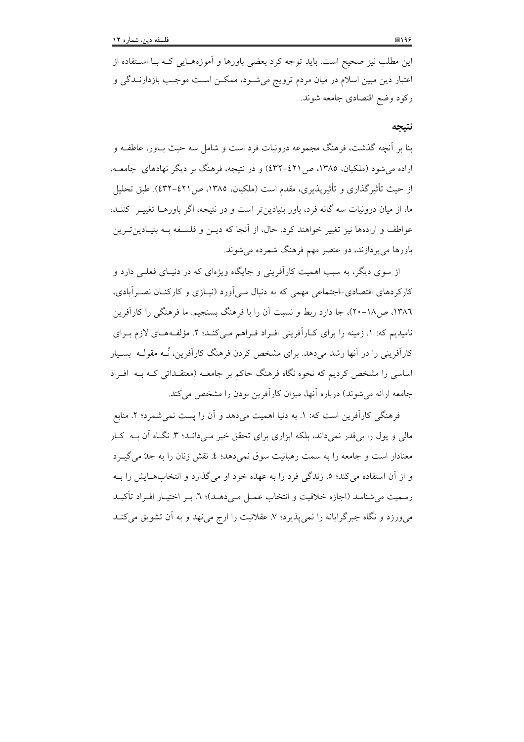این مطلب نیز صحیح است. باید توجه کرد بعضی باورها و آموزه‌هایی که با استفاده از اعتبار دین مبین اسلام در میان مردم ترویج می‌شود، ممکن است موجب بازدارندگی و رکود وضع اقتصادی جامعه شوند.

## نتیجه

بنا بر آنچه گذشت، فرهنگ مجموعه درونیات فرد است و شامل سه حیث باور، عاطفه و اراده می‌شود (ملکیان، ۱۳۸۵، ص ۴۲۱-۴۳۲) و در نتیجه، فرهنگ بر دیگر نهادهای جامعه، از حیث تأثیرگذاری و تأثیرپذیری، مقدم است (ملکیان، ۱۳۸۵، ص ۴۲۱-۴۳۲). طبق تحلیل ما، از میان درونیات سه گانه فرد، باور بنیادین‌تر است و در نتیجه، اگر باورها تغییر کنند، عواطف و اراده‌ها نیز تغییر خواهند کرد. حال، از آنجا که دین و فلسفه به بنیادین‌ترین باورها می‌پردازند، دو عنصر مهم فرهنگ شمرده می‌شوند.

از سوی دیگر، به سبب اهمیت کارآفرینی و جایگاه ویژه‌ای که در دنیای فعلی دارد و کارکردهای اقتصادی-اجتماعی مهمی که به دنبال می‌آورد (نیازی و کارکنان نصرآبادی، ۱۳۸۶، ص ۱۸-۲۰)، جا دارد ربط و نسبت آن را با فرهنگ بسنجیم. ما فرهنگی را کارآفرین نامیدیم که: ۱. زمینه را برای کارآفرینی افراد فراهم می‌کند؛ ۲. مؤلفه‌های لازم برای کارآفرینی را در آنها رشد می‌دهد. برای مشخص کردن فرهنگ کارآفرین، نُه مقوله بسیار اساسی را مشخص کردیم که نحوه نگاه فرهنگ حاکم بر جامعه (معتقداتی که به افراد جامعه ارائه می‌شوند) درباره آنها، میزان کارآفرین بودن را مشخص می‌کند.

فرهنگی کارآفرین است که: ۱. به دنیا اهمیت می‌دهد و آن را پست نمی‌شمرد؛ ۲. منابع مالی و پول را بی‌قدر نمی‌داند، بلکه ابزاری برای تحقق خیر می‌داند؛ ۳. نگاه آن به کار معنادار است و جامعه را به سمت رهبانیت سوق نمی‌دهد؛ ۴. نقش زنان را به جدّ می‌گیرد و از آن استفاده می‌کند؛ ۵. زندگی فرد را به عهده خود او می‌گذارد و انتخاب‌هایش را به رسمیت می‌شناسد (اجازه خلاقیت و انتخاب عمل می‌دهد)؛ ۶. بر اختیار افراد تأکید می‌ورزد و نگاه جبرگرایانه را نمی‌پذیرد؛ ۷. عقلانیت را ارج می‌نهد و به آن تشویق می‌کند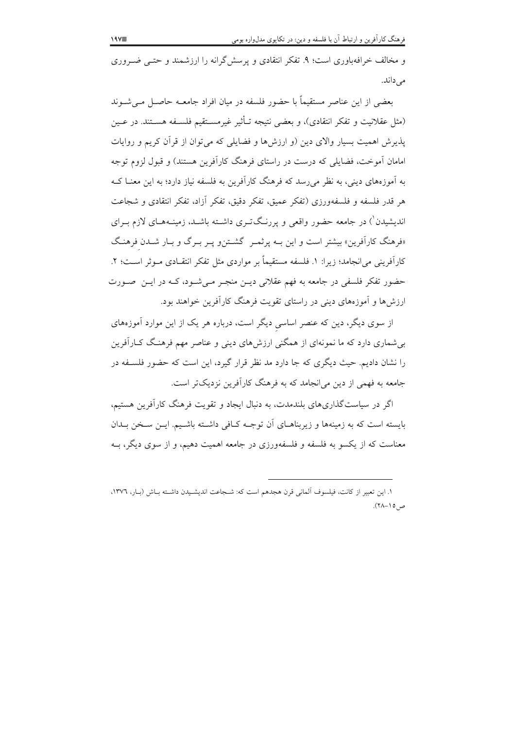و مخالف خرافه‌باوری است؛ ۹. تفکر انتقادی و پرسش‌گرانه را ارزشمند و حتـی ضـروری می‌داند.

بعضی از این عناصر مستقیماً با حضور فلسفه در میان افراد جامعـه حاصـل مـی‌شـوند (مثل عقلانیت و تفکر انتقادی)، و بعضی نتیجه تـأثیر غیرمسـتقیم فلسـفه هسـتند. در عـین پذیرش اهمیت بسیار والای دین (و ارزش‌ها و فضایلی که می‌توان از قرآن کریم و روایات امامان آموخت، فضایلی که درست در راستای فرهنگ کارآفرین هستند) و قبول لزوم توجه به آموزه‌های دینی، به نظر می‌رسد که فرهنگ کارآفرین به فلسفه نیاز دارد؛ به این معنـا کـه هر قدر فلسفه و فلسفه‌ورزی (تفکر عمیق، تفکر دقیق، تفکر آزاد، تفکر انتقادی و شجاعت اندیشیدن[1]) در جامعه حضور واقعی و پررنگ‌تـری داشـته باشـد، زمینـه‌هـای لازم بـرای «فرهنگ کارآفرین» بیشتر است و این بـه پرثمـر گشـتن و پـر بـرگ و بـار شـدنِ فرهنـگ کارآفرینی می‌انجامد؛ زیرا: ۱. فلسفه مستقیماً بر مواردی مثل تفکر انتقـادی مـوثر اسـت؛ ۲. حضور تفکر فلسفی در جامعه به فهم عقلانی دیـن منجـر مـی‌شـود، کـه در ایـن صـورت ارزش‌ها و آموزه‌های دینی در راستای تقویت فرهنگ کارآفرین خواهند بود.

از سوی دیگر، دین که عنصر اساسیِ دیگر است، درباره هر یک از این موارد آموزه‌های بی‌شماری دارد که ما نمونه‌ای از همگنی ارزش‌های دینی و عناصر مهم فرهنـگ کـارآفرین را نشان دادیم. حیث دیگری که جا دارد مد نظر قرار گیرد، این است که حضور فلسـفه در جامعه به فهمی از دین می‌انجامد که به فرهنگ کارآفرین نزدیک‌تر است.

اگر در سیاست‌گذاری‌های بلندمدت، به دنبال ایجاد و تقویت فرهنگ کارآفرین هستیم، بایسته است که به زمینه‌ها و زیربناهـای آن توجـه کـافی داشـته باشـیم. ایـن سـخن بـدان معناست که از یکسو به فلسفه و فلسفه‌ورزی در جامعه اهمیت دهیم، و از سوی دیگر، بـه

---

[1] این تعبیر از کانت، فیلسوف آلمانی قرن هجدهم است که: شـجاعت اندیشـیدن داشـته بـاش (بـار، ۱۳۷۶، ص۱۵-۲۸).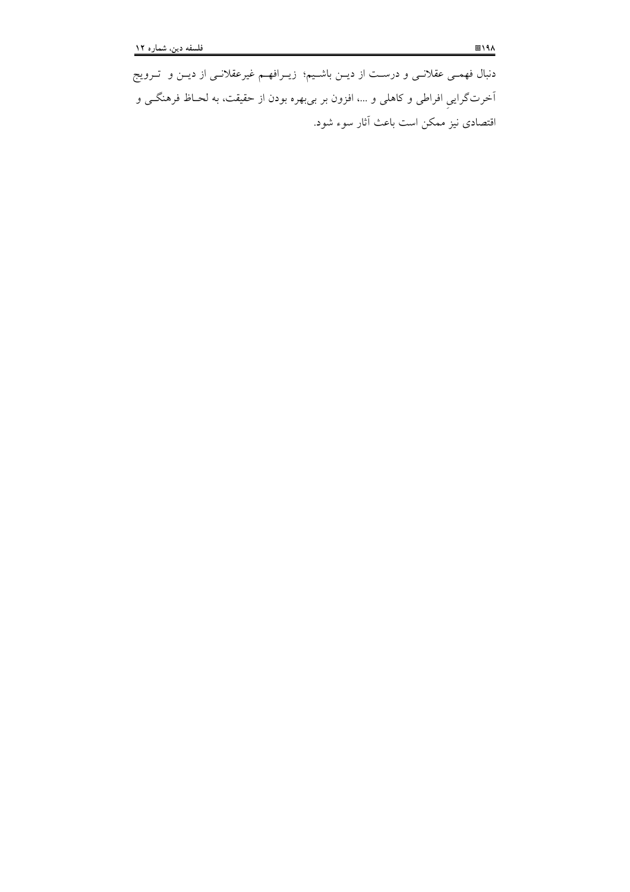دنبال فهمی عقلانی و درست از دین باشیم؛ زیرافهم غیرعقلانی از دین و ترویج آخرت‌گراییِ افراطی و کاهلی و ...، افزون بر بی‌بهره بودن از حقیقت، به لحاظ فرهنگی و اقتصادی نیز ممکن است باعث آثار سوء شود.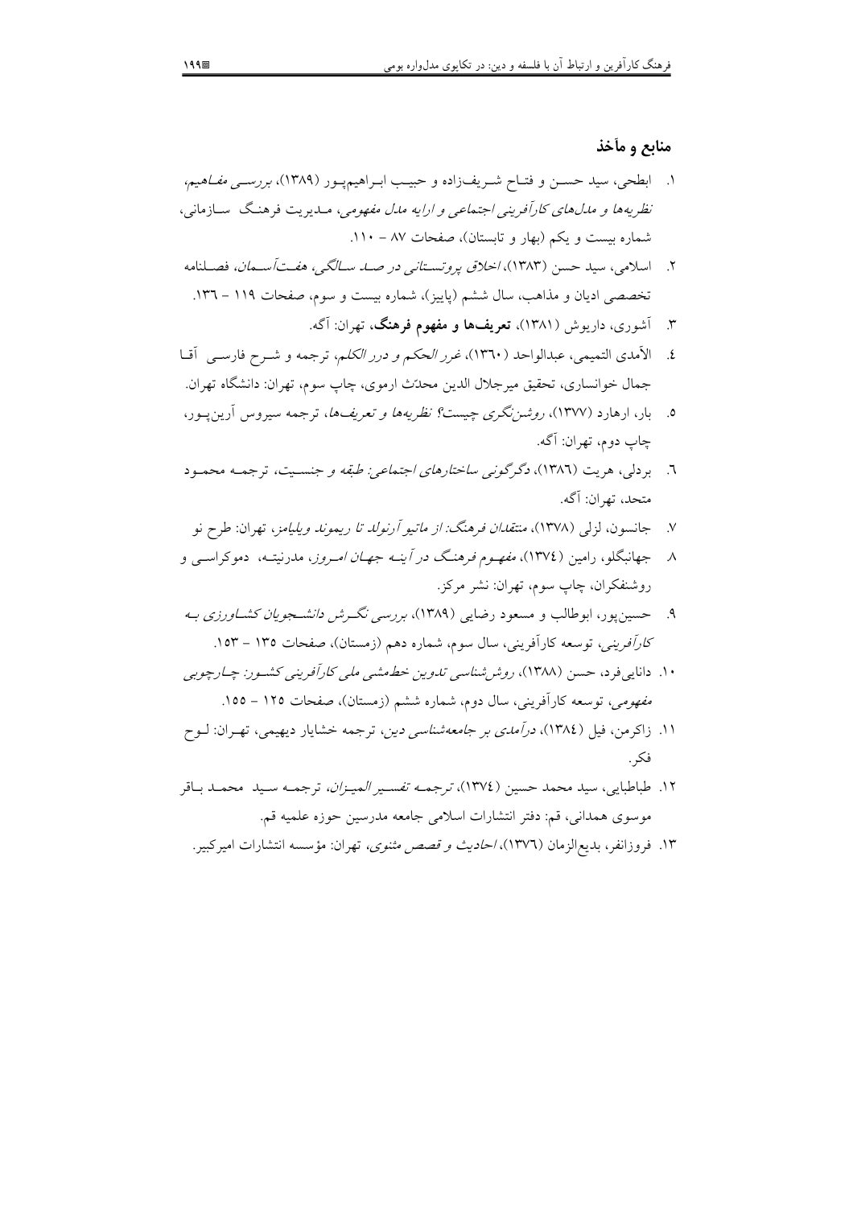## منابع و مآخذ

۱. ابطحی، سید حسن و فتاح شریف‌زاده و حبیب ابراهیم‌پور (۱۳۸۹)، *بررسی مفاهیم، نظریه‌ها و مدل‌های کارآفرینی اجتماعی و ارایه مدل مفهومی*، مدیریت فرهنگ سازمانی، شماره بیست و یکم (بهار و تابستان)، صفحات ۸۷ – ۱۱۰.

۲. اسلامی، سید حسن (۱۳۸۳)، *اخلاق پروتستانی در صد سالگی*، *هفت‌آسمان*، فصلنامه تخصصی ادیان و مذاهب، سال ششم (پاییز)، شماره بیست و سوم، صفحات ۱۱۹ – ۱۳۶.

۳. آشوری، داریوش (۱۳۸۱)، **تعریف‌ها و مفهوم فرهنگ**، تهران: آگه.

٤. الآمدی التمیمی، عبدالواحد (۱۳٦۰)، *غرر الحکم و درر الکلم*، ترجمه و شرح فارسی آقا جمال خوانساری، تحقیق میرجلال الدین محدّث ارموی، چاپ سوم، تهران: دانشگاه تهران.

٥. بار، ارهارد (۱۳۷۷)، *روشن‌نگری چیست؟ نظریه‌ها و تعریف‌ها*، ترجمه سیروس آرین‌پور، چاپ دوم، تهران: آگه.

٦. بردلی، هریت (۱۳۸٦)، *دگرگونی ساختارهای اجتماعی: طبقه و جنسیت*، ترجمه محمود متحد، تهران: آگه.

۷. جانسون، لزلی (۱۳۷۸)، *منتقدان فرهنگ: از ماتیو آرنولد تا ریموند ویلیامز*، تهران: طرح نو

۸. جهانبگلو، رامین (۱۳۷٤)، *مفهوم فرهنگ در آینه جهان امروز*، مدرنیته، دموکراسی و روشنفکران، چاپ سوم، تهران: نشر مرکز.

۹. حسین‌پور، ابوطالب و مسعود رضایی (۱۳۸۹)، *بررسی نگرش دانشجویان کشاورزی به کارآفرینی*، توسعه کارآفرینی، سال سوم، شماره دهم (زمستان)، صفحات ۱۳۵ – ۱۵۳.

۱۰. دانایی‌فرد، حسن (۱۳۸۸)، *روش‌شناسی تدوین خط‌مشی ملی کارآفرینی کشور: چارچوبی مفهومی*، توسعه کارآفرینی، سال دوم، شماره ششم (زمستان)، صفحات ۱۲۵ – ۱۵۵.

۱۱. زاکرمن، فیل (۱۳۸٤)، *درآمدی بر جامعه‌شناسی دین*، ترجمه خشایار دیهیمی، تهران: لوح فکر.

۱۲. طباطبایی، سید محمد حسین (۱۳۷٤)، *ترجمه تفسیر المیزان*، ترجمه سید محمد باقر موسوی همدانی، قم: دفتر انتشارات اسلامی جامعه مدرسین حوزه علمیه قم.

۱۳. فروزانفر، بدیع‌الزمان (۱۳۷٦)، *احادیث و قصص مثنوی*، تهران: مؤسسه انتشارات امیرکبیر.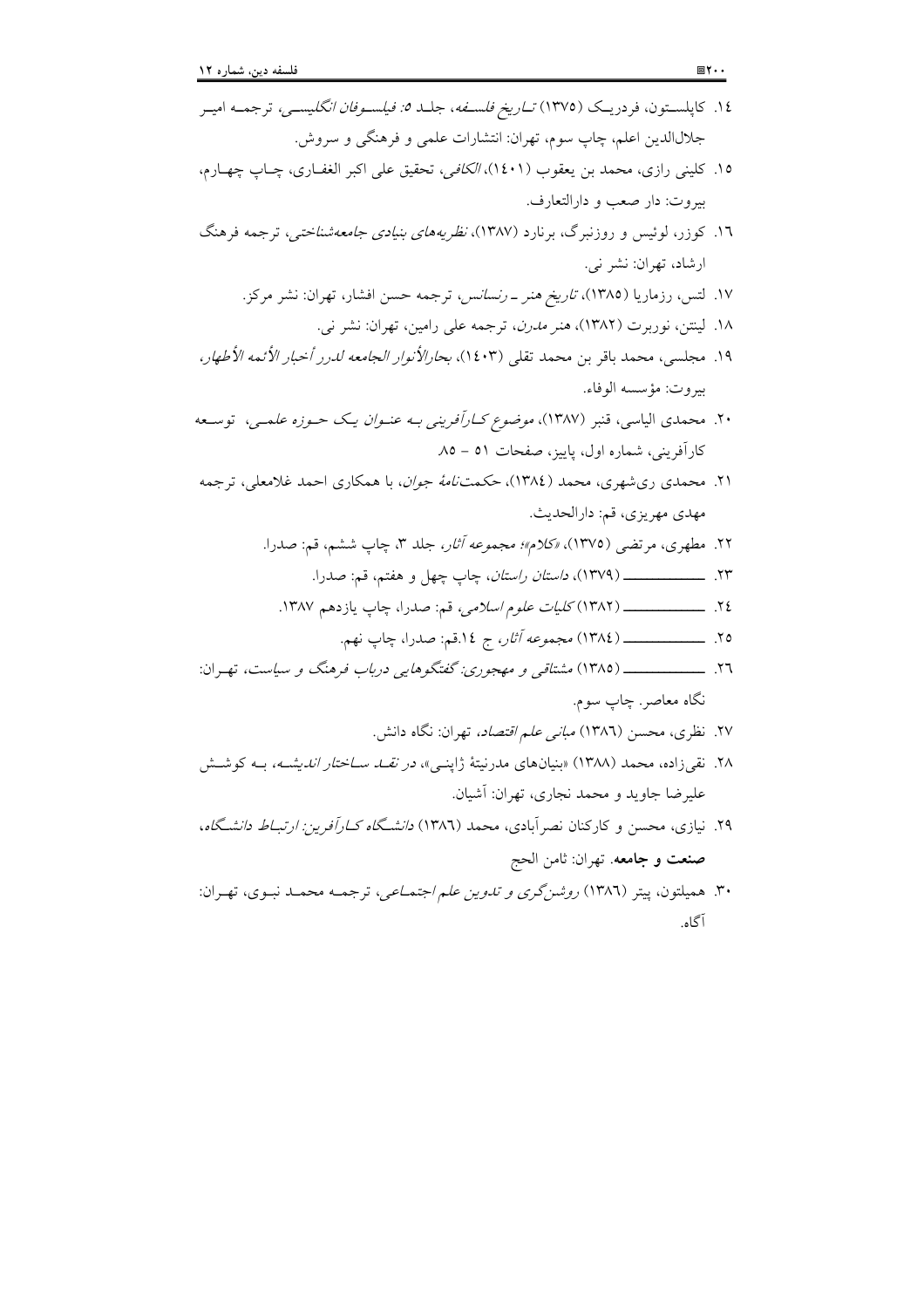۱۴. کاپلستون، فردریک (۱۳۷۵) *تاریخ فلسفه*، جلد ۵: *فیلسوفان انگلیسی*، ترجمه امیر جلال‌الدین اعلم، چاپ سوم، تهران: انتشارات علمی و فرهنگی و سروش.

۱۵. کلینی رازی، محمد بن یعقوب (۱۴۰۱)، *الکافی*، تحقیق علی اکبر الغفاری، چاپ چهارم، بیروت: دار صعب و دارالتعارف.

۱۶. کوزر، لوئیس و روزنبرگ، برنارد (۱۳۸۷)، *نظریه‌های بنیادی جامعه‌شناختی*، ترجمه فرهنگ ارشاد، تهران: نشر نی.

۱۷. لتس، رزماریا (۱۳۸۵)، *تاریخ هنر ـ رنسانس*، ترجمه حسن افشار، تهران: نشر مرکز.

۱۸. لینتن، نوربرت (۱۳۸۲)، *هنر مدرن*، ترجمه علی رامین، تهران: نشر نی.

۱۹. مجلسی، محمد باقر بن محمد تقلی (۱۴۰۳)، *بحارالأنوار الجامعه لدرر أخبار الأئمه الأطهار*، بیروت: مؤسسه الوفاء.

۲۰. محمدی الیاسی، قنبر (۱۳۸۷)، *موضوع کارآفرینی به عنوان یک حوزه علمی*، توسعه کارآفرینی، شماره اول، پاییز، صفحات ۵۱ – ۸۵

۲۱. محمدی ری‌شهری، محمد (۱۳۸۴)، *حکمت‌نامهٔ جوان*، با همکاری احمد غلامعلی، ترجمه مهدی مهریزی، قم: دارالحدیث.

۲۲. مطهری، مرتضی (۱۳۷۵)، *«کلام»؛ مجموعه آثار*، جلد ۳، چاپ ششم، قم: صدرا.

۲۳. ـــــــــــــــــ (۱۳۷۹)، *داستان راستان*، چاپ چهل و هفتم، قم: صدرا.

۲۴. ـــــــــــــــــ (۱۳۸۲) *کلیات علوم اسلامی*، قم: صدرا، چاپ یازدهم ۱۳۸۷.

۲۵. ـــــــــــــــــ (۱۳۸۴) *مجموعه آثار*، ج ۱۴.قم: صدرا، چاپ نهم.

۲۶. ـــــــــــــــــ (۱۳۸۵) *مشتاقی و مهجوری: گفتگوهایی درباب فرهنگ و سیاست*، تهران: نگاه معاصر. چاپ سوم.

۲۷. نظری، محسن (۱۳۸۶) *مبانی علم اقتصاد*، تهران: نگاه دانش.

۲۸. نقی‌زاده، محمد (۱۳۸۸) «بنیان‌های مدرنیتهٔ ژاپنی»، در *نقد ساختار اندیشه*، به کوشش علیرضا جاوید و محمد نجاری، تهران: آشیان.

۲۹. نیازی، محسن و کارکنان نصرآبادی، محمد (۱۳۸۶) *دانشگاه کارآفرین: ارتباط دانشگاه، صنعت و جامعه*. تهران: ثامن الحج

۳۰. همیلتون، پیتر (۱۳۸۶) *روشن‌گری و تدوین علم اجتماعی*، ترجمه محمد نبوی، تهران: آگاه.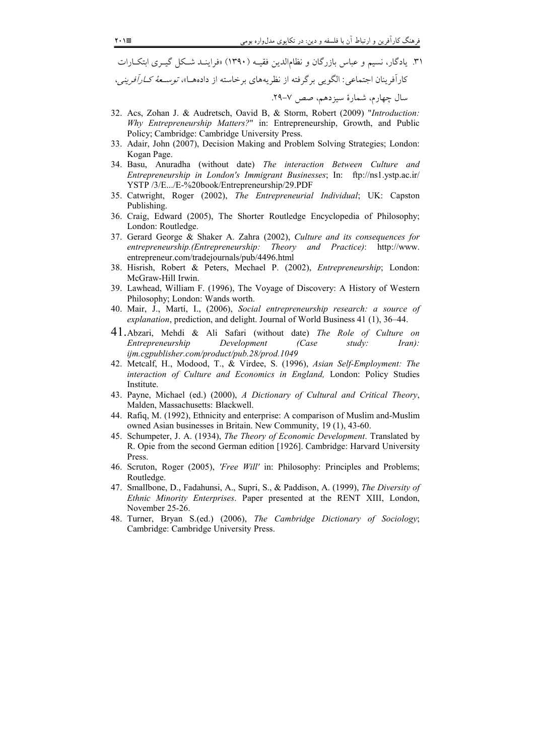۳۱. یادگار، نسیم و عباس بازرگان و نظام‌الدین فقیـه (۱۳۹۰) «فراینـد شـکل گیـری ابتکـارات کارآفرینان اجتماعی: الگویی برگرفته از نظریه‌های برخاسته از داده‌هـا»، *توسـعهٔ کـارآفرینی*، سال چهارم، شمارهٔ سیزدهم، صص ۷–۲۹.

32. Acs, Zohan J. & Audretsch, Oavid B, & Storm, Robert (2009) "*Introduction: Why Entrepreneurship Matters?*" in: Entrepreneurship, Growth, and Public Policy; Cambridge: Cambridge University Press.
33. Adair, John (2007), Decision Making and Problem Solving Strategies; London: Kogan Page.
34. Basu, Anuradha (without date) *The interaction Between Culture and Entrepreneurship in London's Immigrant Businesses*; In: ftp://ns1.ystp.ac.ir/ YSTP /3/E.../E-%20book/Entrepreneurship/29.PDF
35. Catwright, Roger (2002), *The Entrepreneurial Individual*; UK: Capston Publishing.
36. Craig, Edward (2005), The Shorter Routledge Encyclopedia of Philosophy; London: Routledge.
37. Gerard George & Shaker A. Zahra (2002), *Culture and its consequences for entrepreneurship.(Entrepreneurship: Theory and Practice)*: http://www. entrepreneur.com/tradejournals/pub/4496.html
38. Hisrish, Robert & Peters, Mechael P. (2002), *Entrepreneurship*; London: McGraw-Hill Irwin.
39. Lawhead, William F. (1996), The Voyage of Discovery: A History of Western Philosophy; London: Wands worth.
40. Mair, J., Martí, I., (2006), *Social entrepreneurship research: a source of explanation*, prediction, and delight. Journal of World Business 41 (1), 36–44.
41. Abzari, Mehdi & Ali Safari (without date) *The Role of Culture on Entrepreneurship Development (Case study: Iran): ijm.cgpublisher.com/product/pub.28/prod.1049*
42. Metcalf, H., Modood, T., & Virdee, S. (1996), *Asian Self-Employment: The interaction of Culture and Economics in England,* London: Policy Studies Institute.
43. Payne, Michael (ed.) (2000), *A Dictionary of Cultural and Critical Theory*, Malden, Massachusetts: Blackwell.
44. Rafiq, M. (1992), Ethnicity and enterprise: A comparison of Muslim and-Muslim owned Asian businesses in Britain. New Community, 19 (1), 43-60.
45. Schumpeter, J. A. (1934), *The Theory of Economic Development*. Translated by R. Opie from the second German edition [1926]. Cambridge: Harvard University Press.
46. Scruton, Roger (2005), *'Free Will'* in: Philosophy: Principles and Problems; Routledge.
47. Smallbone, D., Fadahunsi, A., Supri, S., & Paddison, A. (1999), *The Diversity of Ethnic Minority Enterprises*. Paper presented at the RENT XIII, London, November 25-26.
48. Turner, Bryan S.(ed.) (2006), *The Cambridge Dictionary of Sociology*; Cambridge: Cambridge University Press.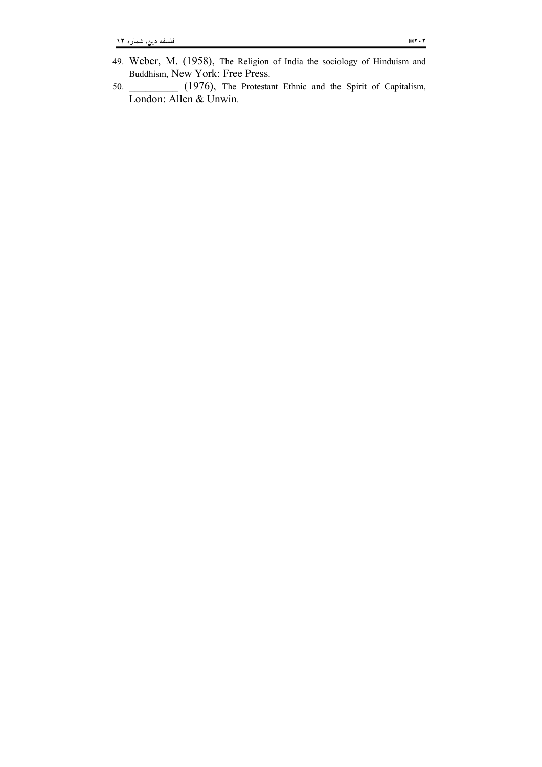49. Weber, M. (1958), The Religion of India the sociology of Hinduism and Buddhism, New York: Free Press.
50. __________ (1976), The Protestant Ethnic and the Spirit of Capitalism, London: Allen & Unwin.